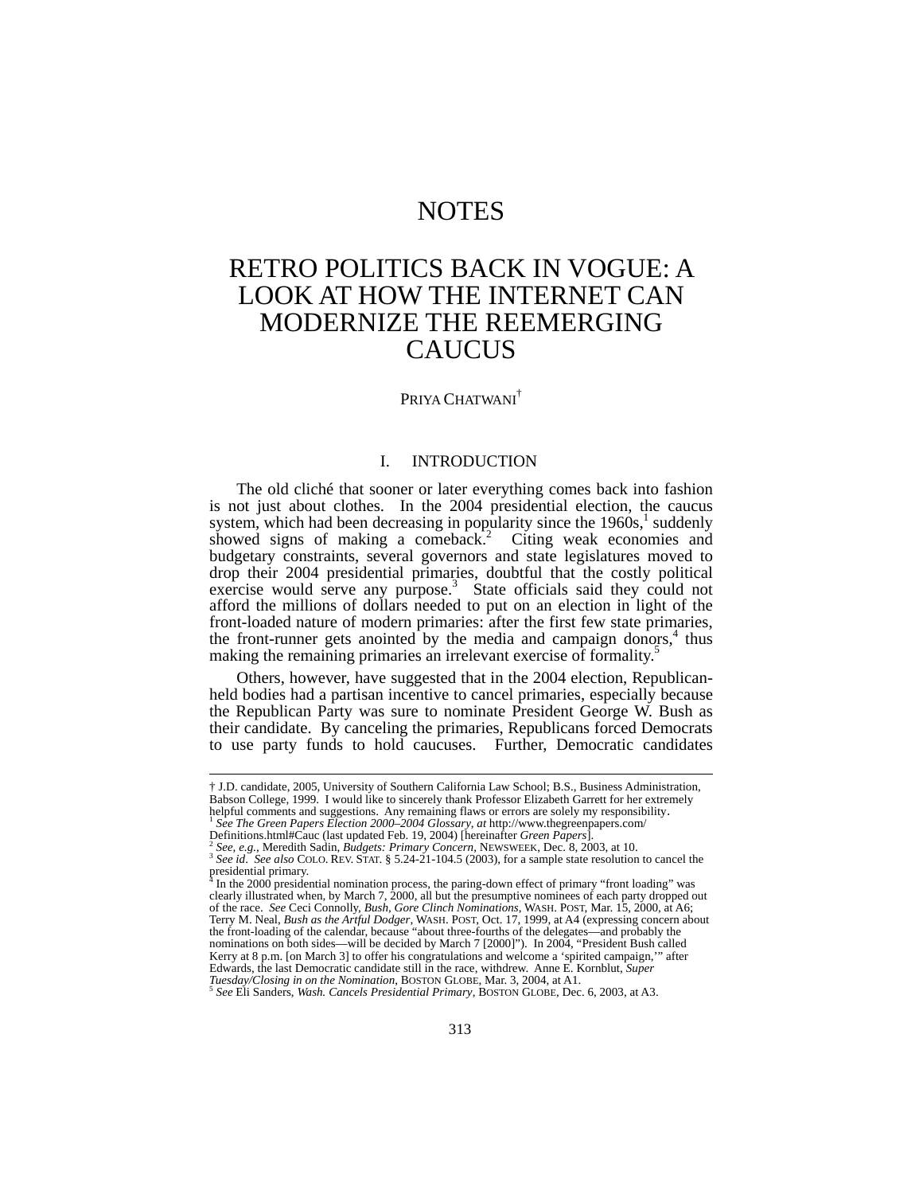# NOTES

# RETRO POLITICS BACK IN VOGUE: A LOOK AT HOW THE INTERNET CAN MODERNIZE THE REEMERGING CAUCUS

PRIYA CHATWANI[†]

## I. INTRODUCTION

The old cliché that sooner or later everything comes back into fashion is not just about clothes. In the 2004 presidential election, the caucus system, which had been decreasing in popularity since the 1960s,[1] suddenly showed signs of making a comeback.[2] Citing weak economies and budgetary constraints, several governors and state legislatures moved to drop their 2004 presidential primaries, doubtful that the costly political exercise would serve any purpose.[3] State officials said they could not afford the millions of dollars needed to put on an election in light of the front-loaded nature of modern primaries: after the first few state primaries, the front-runner gets anointed by the media and campaign donors,[4] thus making the remaining primaries an irrelevant exercise of formality.[5]

Others, however, have suggested that in the 2004 election, Republican-held bodies had a partisan incentive to cancel primaries, especially because the Republican Party was sure to nominate President George W. Bush as their candidate. By canceling the primaries, Republicans forced Democrats to use party funds to hold caucuses. Further, Democratic candidates

---

† J.D. candidate, 2005, University of Southern California Law School; B.S., Business Administration, Babson College, 1999. I would like to sincerely thank Professor Elizabeth Garrett for her extremely helpful comments and suggestions. Any remaining flaws or errors are solely my responsibility.

[1] *See The Green Papers Election 2000–2004 Glossary*, *at* http://www.thegreenpapers.com/Definitions.html#Cauc (last updated Feb. 19, 2004) [hereinafter *Green Papers*].

[2] *See, e.g.*, Meredith Sadin, *Budgets: Primary Concern*, NEWSWEEK, Dec. 8, 2003, at 10.

[3] *See id*. *See also* COLO. REV. STAT. § 5.24-21-104.5 (2003), for a sample state resolution to cancel the presidential primary.

[4] In the 2000 presidential nomination process, the paring-down effect of primary "front loading" was clearly illustrated when, by March 7, 2000, all but the presumptive nominees of each party dropped out of the race. *See* Ceci Connolly, *Bush, Gore Clinch Nominations*, WASH. POST, Mar. 15, 2000, at A6; Terry M. Neal, *Bush as the Artful Dodger*, WASH. POST, Oct. 17, 1999, at A4 (expressing concern about the front-loading of the calendar, because "about three-fourths of the delegates—and probably the nominations on both sides—will be decided by March 7 [2000]"). In 2004, "President Bush called Kerry at 8 p.m. [on March 3] to offer his congratulations and welcome a 'spirited campaign,'" after Edwards, the last Democratic candidate still in the race, withdrew. Anne E. Kornblut, *Super Tuesday/Closing in on the Nomination*, BOSTON GLOBE, Mar. 3, 2004, at A1.

[5] *See* Eli Sanders, *Wash. Cancels Presidential Primary*, BOSTON GLOBE, Dec. 6, 2003, at A3.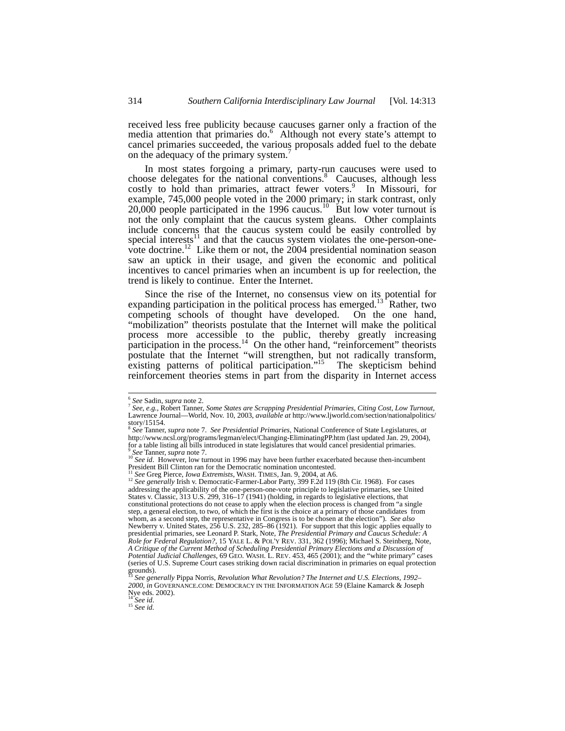received less free publicity because caucuses garner only a fraction of the media attention that primaries do.[6] Although not every state's attempt to cancel primaries succeeded, the various proposals added fuel to the debate on the adequacy of the primary system.[7]

In most states forgoing a primary, party-run caucuses were used to choose delegates for the national conventions.[8] Caucuses, although less costly to hold than primaries, attract fewer voters.[9] In Missouri, for example, 745,000 people voted in the 2000 primary; in stark contrast, only 20,000 people participated in the 1996 caucus.[10] But low voter turnout is not the only complaint that the caucus system gleans. Other complaints include concerns that the caucus system could be easily controlled by special interests[11] and that the caucus system violates the one-person-one-vote doctrine.[12] Like them or not, the 2004 presidential nomination season saw an uptick in their usage, and given the economic and political incentives to cancel primaries when an incumbent is up for reelection, the trend is likely to continue. Enter the Internet.

Since the rise of the Internet, no consensus view on its potential for expanding participation in the political process has emerged.[13] Rather, two competing schools of thought have developed. On the one hand, "mobilization" theorists postulate that the Internet will make the political process more accessible to the public, thereby greatly increasing participation in the process.[14] On the other hand, "reinforcement" theorists postulate that the Internet "will strengthen, but not radically transform, existing patterns of political participation."[15] The skepticism behind reinforcement theories stems in part from the disparity in Internet access

---

[6] *See* Sadin, *supra* note 2.

[7] *See, e.g.*, Robert Tanner, *Some States are Scrapping Presidential Primaries, Citing Cost, Low Turnout*, Lawrence Journal—World, Nov. 10, 2003, *available at* http://www.ljworld.com/section/nationalpolitics/story/15154.

[8] *See* Tanner, *supra* note 7. *See Presidential Primaries*, National Conference of State Legislatures, *at* http://www.ncsl.org/programs/legman/elect/Changing-EliminatingPP.htm (last updated Jan. 29, 2004), for a table listing all bills introduced in state legislatures that would cancel presidential primaries.

[9] *See* Tanner, *supra* note 7.

[10] *See id*. However, low turnout in 1996 may have been further exacerbated because then-incumbent President Bill Clinton ran for the Democratic nomination uncontested.

[11] *See* Greg Pierce, *Iowa Extremists*, WASH. TIMES, Jan. 9, 2004, at A6.

[12] *See generally* Irish v. Democratic-Farmer-Labor Party, 399 F.2d 119 (8th Cir. 1968). For cases addressing the applicability of the one-person-one-vote principle to legislative primaries, see United States v. Classic, 313 U.S. 299, 316–17 (1941) (holding, in regards to legislative elections, that constitutional protections do not cease to apply when the election process is changed from "a single step, a general election, to two, of which the first is the choice at a primary of those candidates from whom, as a second step, the representative in Congress is to be chosen at the election"). *See also* Newberry v. United States, 256 U.S. 232, 285–86 (1921). For support that this logic applies equally to presidential primaries, see Leonard P. Stark, Note, *The Presidential Primary and Caucus Schedule: A Role for Federal Regulation?*, 15 YALE L. & POL'Y REV. 331, 362 (1996); Michael S. Steinberg, Note, *A Critique of the Current Method of Scheduling Presidential Primary Elections and a Discussion of Potential Judicial Challenges*, 69 GEO. WASH. L. REV. 453, 465 (2001); and the "white primary" cases (series of U.S. Supreme Court cases striking down racial discrimination in primaries on equal protection grounds).

[13] *See generally* Pippa Norris, *Revolution What Revolution? The Internet and U.S. Elections, 1992–2000*, *in* GOVERNANCE.COM: DEMOCRACY IN THE INFORMATION AGE 59 (Elaine Kamarck & Joseph Nye eds. 2002).

[14] *See id*.

[15] *See id.*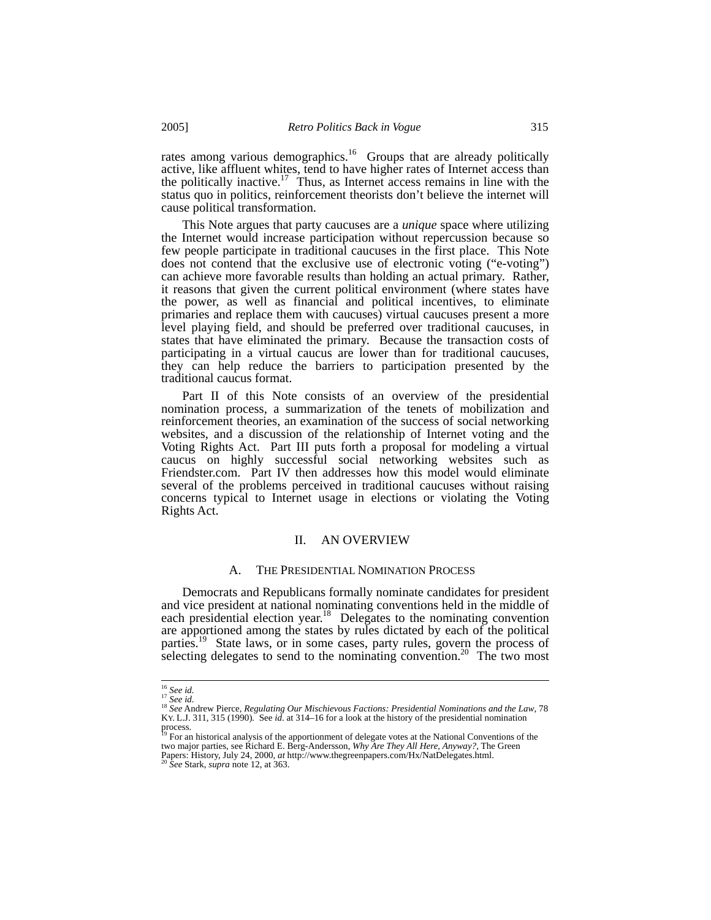rates among various demographics.[16] Groups that are already politically active, like affluent whites, tend to have higher rates of Internet access than the politically inactive.[17] Thus, as Internet access remains in line with the status quo in politics, reinforcement theorists don't believe the internet will cause political transformation.

This Note argues that party caucuses are a *unique* space where utilizing the Internet would increase participation without repercussion because so few people participate in traditional caucuses in the first place. This Note does not contend that the exclusive use of electronic voting ("e-voting") can achieve more favorable results than holding an actual primary. Rather, it reasons that given the current political environment (where states have the power, as well as financial and political incentives, to eliminate primaries and replace them with caucuses) virtual caucuses present a more level playing field, and should be preferred over traditional caucuses, in states that have eliminated the primary. Because the transaction costs of participating in a virtual caucus are lower than for traditional caucuses, they can help reduce the barriers to participation presented by the traditional caucus format.

Part II of this Note consists of an overview of the presidential nomination process, a summarization of the tenets of mobilization and reinforcement theories, an examination of the success of social networking websites, and a discussion of the relationship of Internet voting and the Voting Rights Act. Part III puts forth a proposal for modeling a virtual caucus on highly successful social networking websites such as Friendster.com. Part IV then addresses how this model would eliminate several of the problems perceived in traditional caucuses without raising concerns typical to Internet usage in elections or violating the Voting Rights Act.

## II. AN OVERVIEW

### A. THE PRESIDENTIAL NOMINATION PROCESS

Democrats and Republicans formally nominate candidates for president and vice president at national nominating conventions held in the middle of each presidential election year.[18] Delegates to the nominating convention are apportioned among the states by rules dictated by each of the political parties.[19] State laws, or in some cases, party rules, govern the process of selecting delegates to send to the nominating convention.[20] The two most

---

[16] *See id.*

[17] *See id.*

[18] *See* Andrew Pierce, *Regulating Our Mischievous Factions: Presidential Nominations and the Law*, 78 KY. L.J. 311, 315 (1990). See *id.* at 314–16 for a look at the history of the presidential nomination process.

[19] For an historical analysis of the apportionment of delegate votes at the National Conventions of the two major parties, see Richard E. Berg-Andersson, *Why Are They All Here, Anyway?*, The Green Papers: History, July 24, 2000, *at* http://www.thegreenpapers.com/Hx/NatDelegates.html.

[20] *See* Stark, *supra* note 12, at 363.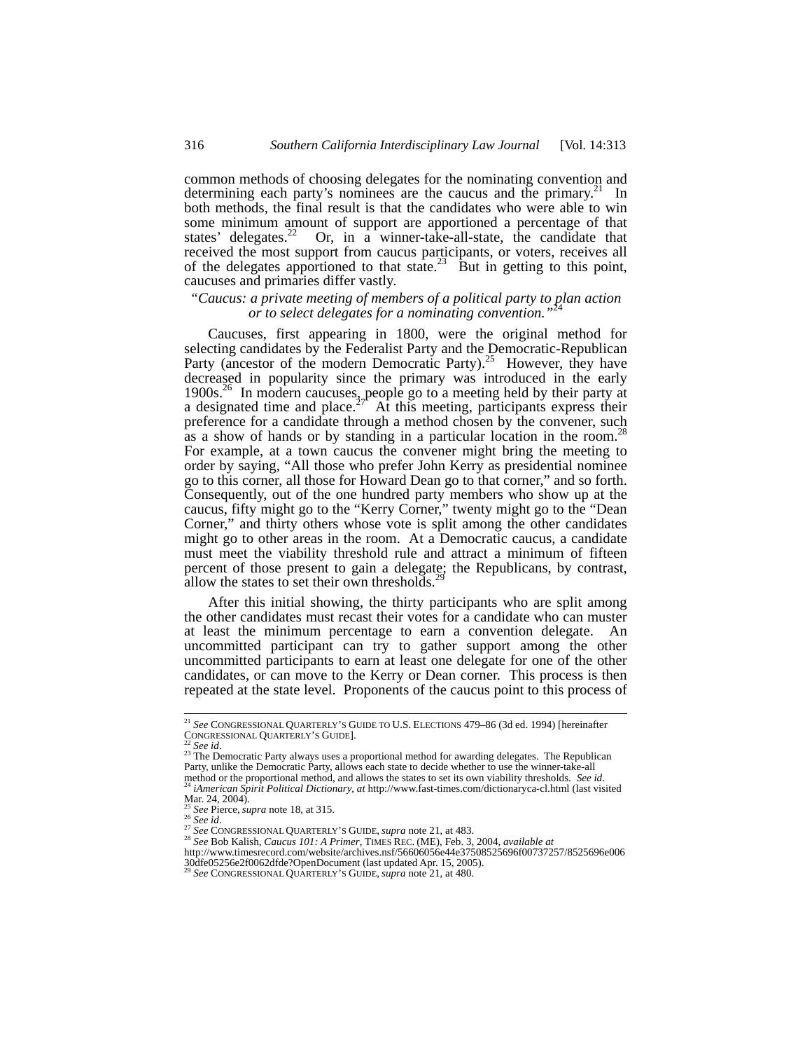common methods of choosing delegates for the nominating convention and determining each party's nominees are the caucus and the primary.[21] In both methods, the final result is that the candidates who were able to win some minimum amount of support are apportioned a percentage of that states' delegates.[22] Or, in a winner-take-all-state, the candidate that received the most support from caucus participants, or voters, receives all of the delegates apportioned to that state.[23] But in getting to this point, caucuses and primaries differ vastly.

*"Caucus: a private meeting of members of a political party to plan action or to select delegates for a nominating convention."*[24]

Caucuses, first appearing in 1800, were the original method for selecting candidates by the Federalist Party and the Democratic-Republican Party (ancestor of the modern Democratic Party).[25] However, they have decreased in popularity since the primary was introduced in the early 1900s.[26] In modern caucuses, people go to a meeting held by their party at a designated time and place.[27] At this meeting, participants express their preference for a candidate through a method chosen by the convener, such as a show of hands or by standing in a particular location in the room.[28] For example, at a town caucus the convener might bring the meeting to order by saying, "All those who prefer John Kerry as presidential nominee go to this corner, all those for Howard Dean go to that corner," and so forth. Consequently, out of the one hundred party members who show up at the caucus, fifty might go to the "Kerry Corner," twenty might go to the "Dean Corner," and thirty others whose vote is split among the other candidates might go to other areas in the room. At a Democratic caucus, a candidate must meet the viability threshold rule and attract a minimum of fifteen percent of those present to gain a delegate; the Republicans, by contrast, allow the states to set their own thresholds.[29]

After this initial showing, the thirty participants who are split among the other candidates must recast their votes for a candidate who can muster at least the minimum percentage to earn a convention delegate. An uncommitted participant can try to gather support among the other uncommitted participants to earn at least one delegate for one of the other candidates, or can move to the Kerry or Dean corner. This process is then repeated at the state level. Proponents of the caucus point to this process of

---

[21] *See* CONGRESSIONAL QUARTERLY'S GUIDE TO U.S. ELECTIONS 479–86 (3d ed. 1994) [hereinafter CONGRESSIONAL QUARTERLY'S GUIDE].

[22] *See id*.

[23] The Democratic Party always uses a proportional method for awarding delegates. The Republican Party, unlike the Democratic Party, allows each state to decide whether to use the winner-take-all method or the proportional method, and allows the states to set its own viability thresholds. *See id*.

[24] *iAmerican Spirit Political Dictionary*, *at* http://www.fast-times.com/dictionaryca-cl.html (last visited Mar. 24, 2004).

[25] *See* Pierce, *supra* note 18, at 315.

[26] *See id*.

[27] *See* CONGRESSIONAL QUARTERLY'S GUIDE, *supra* note 21, at 483.

[28] *See* Bob Kalish, *Caucus 101: A Primer*, TIMES REC. (ME), Feb. 3, 2004, *available at* http://www.timesrecord.com/website/archives.nsf/56606056e44e37508525696f00737257/8525696e006 30dfe05256e2f0062dfde?OpenDocument (last updated Apr. 15, 2005).

[29] *See* CONGRESSIONAL QUARTERLY'S GUIDE, *supra* note 21, at 480.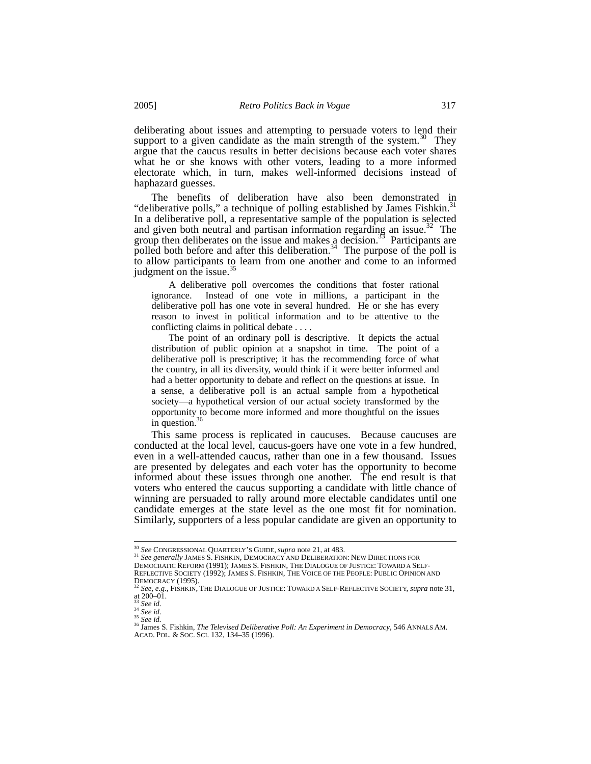deliberating about issues and attempting to persuade voters to lend their support to a given candidate as the main strength of the system.[30] They argue that the caucus results in better decisions because each voter shares what he or she knows with other voters, leading to a more informed electorate which, in turn, makes well-informed decisions instead of haphazard guesses.

The benefits of deliberation have also been demonstrated in "deliberative polls," a technique of polling established by James Fishkin.[31] In a deliberative poll, a representative sample of the population is selected and given both neutral and partisan information regarding an issue.[32] The group then deliberates on the issue and makes a decision.[33] Participants are polled both before and after this deliberation.[34] The purpose of the poll is to allow participants to learn from one another and come to an informed judgment on the issue.[35]

> A deliberative poll overcomes the conditions that foster rational ignorance. Instead of one vote in millions, a participant in the deliberative poll has one vote in several hundred. He or she has every reason to invest in political information and to be attentive to the conflicting claims in political debate . . . .
>
> The point of an ordinary poll is descriptive. It depicts the actual distribution of public opinion at a snapshot in time. The point of a deliberative poll is prescriptive; it has the recommending force of what the country, in all its diversity, would think if it were better informed and had a better opportunity to debate and reflect on the questions at issue. In a sense, a deliberative poll is an actual sample from a hypothetical society—a hypothetical version of our actual society transformed by the opportunity to become more informed and more thoughtful on the issues in question.[36]

This same process is replicated in caucuses. Because caucuses are conducted at the local level, caucus-goers have one vote in a few hundred, even in a well-attended caucus, rather than one in a few thousand. Issues are presented by delegates and each voter has the opportunity to become informed about these issues through one another. The end result is that voters who entered the caucus supporting a candidate with little chance of winning are persuaded to rally around more electable candidates until one candidate emerges at the state level as the one most fit for nomination. Similarly, supporters of a less popular candidate are given an opportunity to

---

[30] *See* CONGRESSIONAL QUARTERLY'S GUIDE, *supra* note 21, at 483.

[31] *See generally* JAMES S. FISHKIN, DEMOCRACY AND DELIBERATION: NEW DIRECTIONS FOR DEMOCRATIC REFORM (1991); JAMES S. FISHKIN, THE DIALOGUE OF JUSTICE: TOWARD A SELF-REFLECTIVE SOCIETY (1992); JAMES S. FISHKIN, THE VOICE OF THE PEOPLE: PUBLIC OPINION AND DEMOCRACY (1995).

[32] *See, e.g.*, FISHKIN, THE DIALOGUE OF JUSTICE: TOWARD A SELF-REFLECTIVE SOCIETY, *supra* note 31, at 200–01.

[33] *See id.*

[34] *See id.*

[35] *See id.*

[36] James S. Fishkin, *The Televised Deliberative Poll: An Experiment in Democracy*, 546 ANNALS AM. ACAD. POL. & SOC. SCI. 132, 134–35 (1996).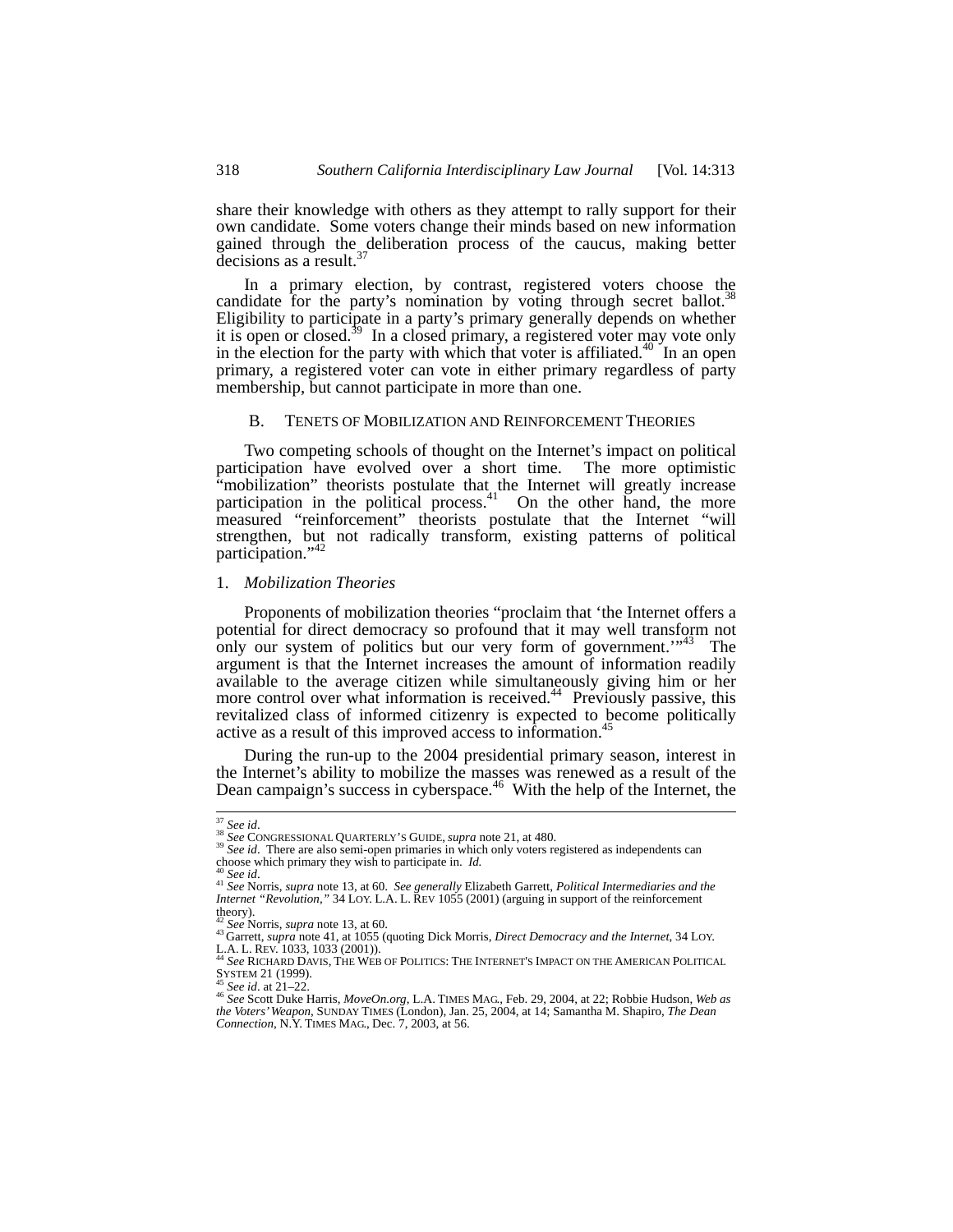share their knowledge with others as they attempt to rally support for their own candidate. Some voters change their minds based on new information gained through the deliberation process of the caucus, making better decisions as a result.[37]

In a primary election, by contrast, registered voters choose the candidate for the party's nomination by voting through secret ballot.[38] Eligibility to participate in a party's primary generally depends on whether it is open or closed.[39] In a closed primary, a registered voter may vote only in the election for the party with which that voter is affiliated.[40] In an open primary, a registered voter can vote in either primary regardless of party membership, but cannot participate in more than one.

### B. Tenets of Mobilization and Reinforcement Theories

Two competing schools of thought on the Internet's impact on political participation have evolved over a short time. The more optimistic "mobilization" theorists postulate that the Internet will greatly increase participation in the political process.[41] On the other hand, the more measured "reinforcement" theorists postulate that the Internet "will strengthen, but not radically transform, existing patterns of political participation."[42]

#### 1. *Mobilization Theories*

Proponents of mobilization theories "proclaim that 'the Internet offers a potential for direct democracy so profound that it may well transform not only our system of politics but our very form of government.'"[43] The argument is that the Internet increases the amount of information readily available to the average citizen while simultaneously giving him or her more control over what information is received.[44] Previously passive, this revitalized class of informed citizenry is expected to become politically active as a result of this improved access to information.[45]

During the run-up to the 2004 presidential primary season, interest in the Internet's ability to mobilize the masses was renewed as a result of the Dean campaign's success in cyberspace.[46] With the help of the Internet, the

---

[37] *See id*.

[38] *See* Congressional Quarterly's Guide, *supra* note 21, at 480.

[39] *See id*. There are also semi-open primaries in which only voters registered as independents can choose which primary they wish to participate in. *Id.*

[40] *See id*.

[41] *See* Norris, *supra* note 13, at 60. *See generally* Elizabeth Garrett, *Political Intermediaries and the Internet "Revolution,"* 34 Loy. L.A. L. Rev 1055 (2001) (arguing in support of the reinforcement theory).

[42] *See* Norris, *supra* note 13, at 60.

[43] Garrett, *supra* note 41, at 1055 (quoting Dick Morris, *Direct Democracy and the Internet*, 34 Loy. L.A. L. Rev. 1033, 1033 (2001)).

[44] *See* Richard Davis, The Web of Politics: The Internet's Impact on the American Political System 21 (1999).

[45] *See id*. at 21–22.

[46] *See* Scott Duke Harris, *MoveOn.org*, L.A. Times Mag., Feb. 29, 2004, at 22; Robbie Hudson, *Web as the Voters' Weapon*, Sunday Times (London), Jan. 25, 2004, at 14; Samantha M. Shapiro, *The Dean Connection*, N.Y. Times Mag., Dec. 7, 2003, at 56.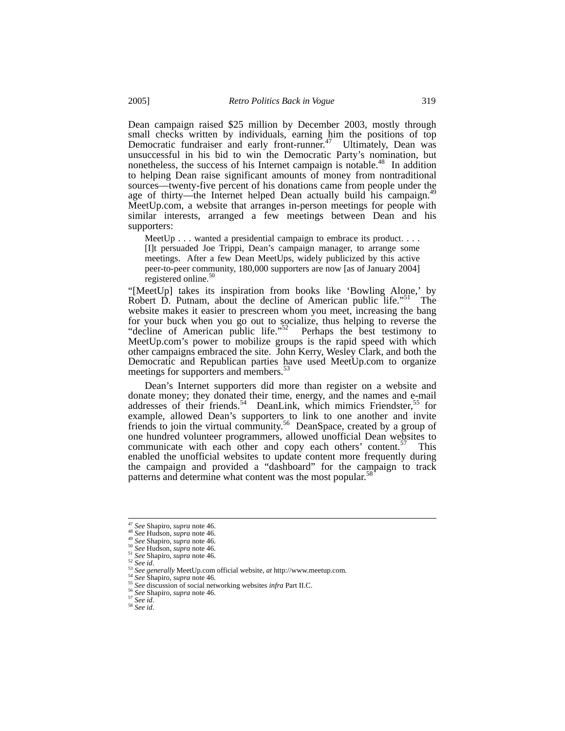Dean campaign raised $25 million by December 2003, mostly through small checks written by individuals, earning him the positions of top Democratic fundraiser and early front-runner.[47] Ultimately, Dean was unsuccessful in his bid to win the Democratic Party's nomination, but nonetheless, the success of his Internet campaign is notable.[48] In addition to helping Dean raise significant amounts of money from nontraditional sources—twenty-five percent of his donations came from people under the age of thirty—the Internet helped Dean actually build his campaign.[49] MeetUp.com, a website that arranges in-person meetings for people with similar interests, arranged a few meetings between Dean and his supporters:

> MeetUp . . . wanted a presidential campaign to embrace its product. . . . [I]t persuaded Joe Trippi, Dean's campaign manager, to arrange some meetings. After a few Dean MeetUps, widely publicized by this active peer-to-peer community, 180,000 supporters are now [as of January 2004] registered online.[50]

"[MeetUp] takes its inspiration from books like 'Bowling Alone,' by Robert D. Putnam, about the decline of American public life."[51] The website makes it easier to prescreen whom you meet, increasing the bang for your buck when you go out to socialize, thus helping to reverse the "decline of American public life."[52] Perhaps the best testimony to MeetUp.com's power to mobilize groups is the rapid speed with which other campaigns embraced the site. John Kerry, Wesley Clark, and both the Democratic and Republican parties have used MeetUp.com to organize meetings for supporters and members.[53]

Dean's Internet supporters did more than register on a website and donate money; they donated their time, energy, and the names and e-mail addresses of their friends.[54] DeanLink, which mimics Friendster,[55] for example, allowed Dean's supporters to link to one another and invite friends to join the virtual community.[56] DeanSpace, created by a group of one hundred volunteer programmers, allowed unofficial Dean websites to communicate with each other and copy each others' content.[57] This enabled the unofficial websites to update content more frequently during the campaign and provided a "dashboard" for the campaign to track patterns and determine what content was the most popular.[58]

---

[47] *See* Shapiro, *supra* note 46.
[48] *See* Hudson, *supra* note 46.
[49] *See* Shapiro, *supra* note 46.
[50] *See* Hudson, *supra* note 46.
[51] *See* Shapiro, *supra* note 46.
[52] *See id*.
[53] *See generally* MeetUp.com official website, *at* http://www.meetup.com.
[54] *See* Shapiro, *supra* note 46.
[55] *See* discussion of social networking websites *infra* Part II.C.
[56] *See* Shapiro, *supra* note 46.
[57] *See id*.
[58] *See id*.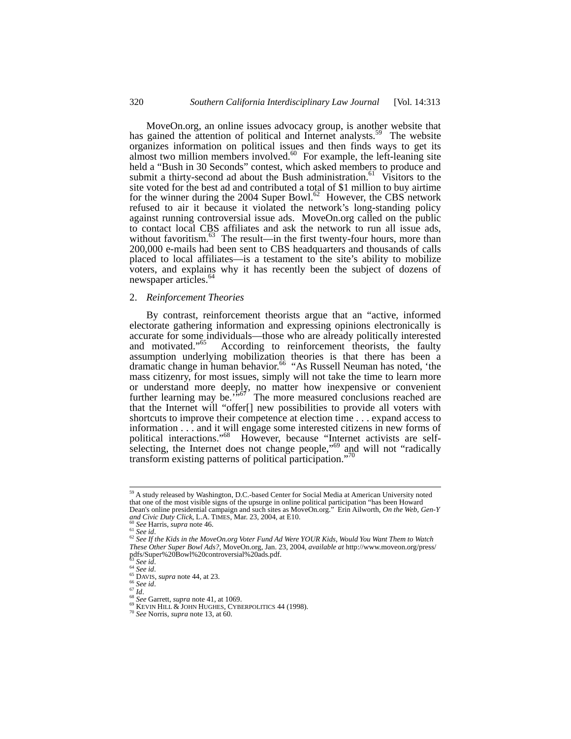MoveOn.org, an online issues advocacy group, is another website that has gained the attention of political and Internet analysts.[59] The website organizes information on political issues and then finds ways to get its almost two million members involved.[60] For example, the left-leaning site held a "Bush in 30 Seconds" contest, which asked members to produce and submit a thirty-second ad about the Bush administration.[61] Visitors to the site voted for the best ad and contributed a total of $1 million to buy airtime for the winner during the 2004 Super Bowl.[62] However, the CBS network refused to air it because it violated the network's long-standing policy against running controversial issue ads. MoveOn.org called on the public to contact local CBS affiliates and ask the network to run all issue ads, without favoritism.[63] The result—in the first twenty-four hours, more than 200,000 e-mails had been sent to CBS headquarters and thousands of calls placed to local affiliates—is a testament to the site's ability to mobilize voters, and explains why it has recently been the subject of dozens of newspaper articles.[64]

### 2. *Reinforcement Theories*

By contrast, reinforcement theorists argue that an "active, informed electorate gathering information and expressing opinions electronically is accurate for some individuals—those who are already politically interested and motivated."[65] According to reinforcement theorists, the faulty assumption underlying mobilization theories is that there has been a dramatic change in human behavior.[66] "As Russell Neuman has noted, 'the mass citizenry, for most issues, simply will not take the time to learn more or understand more deeply, no matter how inexpensive or convenient further learning may be.'"[67] The more measured conclusions reached are that the Internet will "offer[] new possibilities to provide all voters with shortcuts to improve their competence at election time . . . expand access to information . . . and it will engage some interested citizens in new forms of political interactions."[68] However, because "Internet activists are self-selecting, the Internet does not change people,"[69] and will not "radically transform existing patterns of political participation."[70]

---

[59] A study released by Washington, D.C.-based Center for Social Media at American University noted that one of the most visible signs of the upsurge in online political participation "has been Howard Dean's online presidential campaign and such sites as MoveOn.org." Erin Ailworth, *On the Web, Gen-Y and Civic Duty Click*, L.A. TIMES, Mar. 23, 2004, at E10.

[60] *See* Harris, *supra* note 46.

[61] *See id*.

[62] *See If the Kids in the MoveOn.org Voter Fund Ad Were YOUR Kids, Would You Want Them to Watch These Other Super Bowl Ads?*, MoveOn.org, Jan. 23, 2004, *available at* http://www.moveon.org/press/pdfs/Super%20Bowl%20controversial%20ads.pdf.

[63] *See id*.

[64] *See id*.

[65] DAVIS, *supra* note 44, at 23.

[66] *See id*.

[67] *Id*.

[68] *See* Garrett, *supra* note 41, at 1069.

[69] KEVIN HILL & JOHN HUGHES, CYBERPOLITICS 44 (1998).

[70] *See* Norris, *supra* note 13, at 60.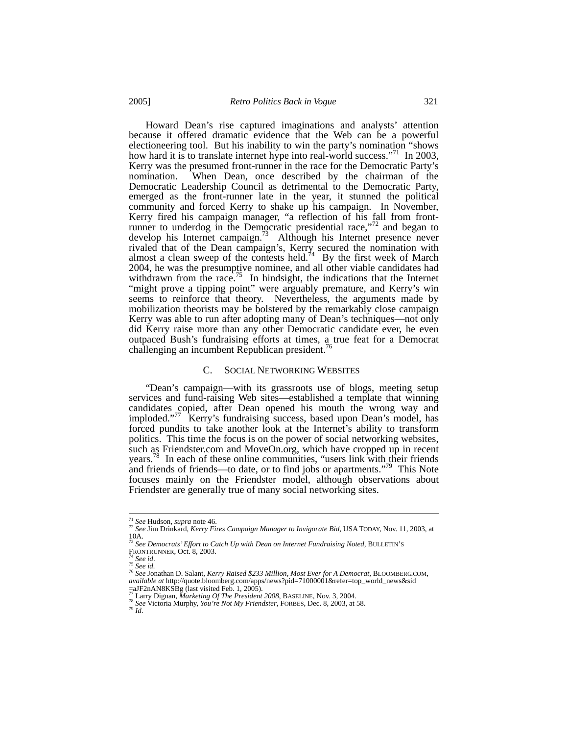Howard Dean's rise captured imaginations and analysts' attention because it offered dramatic evidence that the Web can be a powerful electioneering tool. But his inability to win the party's nomination "shows how hard it is to translate internet hype into real-world success."[71] In 2003, Kerry was the presumed front-runner in the race for the Democratic Party's nomination. When Dean, once described by the chairman of the Democratic Leadership Council as detrimental to the Democratic Party, emerged as the front-runner late in the year, it stunned the political community and forced Kerry to shake up his campaign. In November, Kerry fired his campaign manager, "a reflection of his fall from front-runner to underdog in the Democratic presidential race,"[72] and began to develop his Internet campaign.[73] Although his Internet presence never rivaled that of the Dean campaign's, Kerry secured the nomination with almost a clean sweep of the contests held.[74] By the first week of March 2004, he was the presumptive nominee, and all other viable candidates had withdrawn from the race.[75] In hindsight, the indications that the Internet "might prove a tipping point" were arguably premature, and Kerry's win seems to reinforce that theory. Nevertheless, the arguments made by mobilization theorists may be bolstered by the remarkably close campaign Kerry was able to run after adopting many of Dean's techniques—not only did Kerry raise more than any other Democratic candidate ever, he even outpaced Bush's fundraising efforts at times, a true feat for a Democrat challenging an incumbent Republican president.[76]

## C. SOCIAL NETWORKING WEBSITES

"Dean's campaign—with its grassroots use of blogs, meeting setup services and fund-raising Web sites—established a template that winning candidates copied, after Dean opened his mouth the wrong way and imploded."[77] Kerry's fundraising success, based upon Dean's model, has forced pundits to take another look at the Internet's ability to transform politics. This time the focus is on the power of social networking websites, such as Friendster.com and MoveOn.org, which have cropped up in recent years.[78] In each of these online communities, "users link with their friends and friends of friends—to date, or to find jobs or apartments."[79] This Note focuses mainly on the Friendster model, although observations about Friendster are generally true of many social networking sites.

---

[71] *See* Hudson, *supra* note 46.

[72] *See* Jim Drinkard, *Kerry Fires Campaign Manager to Invigorate Bid*, USA TODAY, Nov. 11, 2003, at 10A.

[73] *See Democrats' Effort to Catch Up with Dean on Internet Fundraising Noted*, BULLETIN'S FRONTRUNNER, Oct. 8, 2003.

[74] *See id*.

[75] *See id.*

[76] *See* Jonathan D. Salant, *Kerry Raised $233 Million, Most Ever for A Democrat*, BLOOMBERG.COM, *available at* http://quote.bloomberg.com/apps/news?pid=71000001&refer=top_world_news&sid=aJF2nAN8KSBg (last visited Feb. 1, 2005).

[77] Larry Dignan, *Marketing Of The President 2008*, BASELINE, Nov. 3, 2004.

[78] *See* Victoria Murphy, *You're Not My Friendster*, FORBES, Dec. 8, 2003, at 58.

[79] *Id*.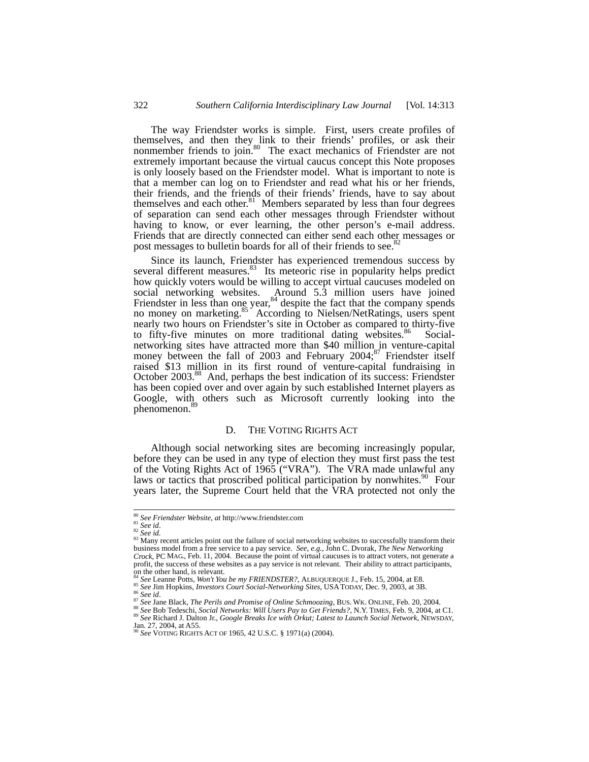The way Friendster works is simple. First, users create profiles of themselves, and then they link to their friends' profiles, or ask their nonmember friends to join.[80] The exact mechanics of Friendster are not extremely important because the virtual caucus concept this Note proposes is only loosely based on the Friendster model. What is important to note is that a member can log on to Friendster and read what his or her friends, their friends, and the friends of their friends' friends, have to say about themselves and each other.[81] Members separated by less than four degrees of separation can send each other messages through Friendster without having to know, or ever learning, the other person's e-mail address. Friends that are directly connected can either send each other messages or post messages to bulletin boards for all of their friends to see.[82]

Since its launch, Friendster has experienced tremendous success by several different measures.[83] Its meteoric rise in popularity helps predict how quickly voters would be willing to accept virtual caucuses modeled on social networking websites. Around 5.3 million users have joined Friendster in less than one year,[84] despite the fact that the company spends no money on marketing.[85] According to Nielsen/NetRatings, users spent nearly two hours on Friendster's site in October as compared to thirty-five to fifty-five minutes on more traditional dating websites.[86] Social-networking sites have attracted more than $40 million in venture-capital money between the fall of 2003 and February 2004;[87] Friendster itself raised $13 million in its first round of venture-capital fundraising in October 2003.[88] And, perhaps the best indication of its success: Friendster has been copied over and over again by such established Internet players as Google, with others such as Microsoft currently looking into the phenomenon.[89]

### D. THE VOTING RIGHTS ACT

Although social networking sites are becoming increasingly popular, before they can be used in any type of election they must first pass the test of the Voting Rights Act of 1965 ("VRA"). The VRA made unlawful any laws or tactics that proscribed political participation by nonwhites.[90] Four years later, the Supreme Court held that the VRA protected not only the

---

[80] *See Friendster Website*, *at* http://www.friendster.com

[81] *See id*.

[82] *See id.*

[83] Many recent articles point out the failure of social networking websites to successfully transform their business model from a free service to a pay service. *See, e.g.*, John C. Dvorak, *The New Networking Crock*, PC MAG., Feb. 11, 2004. Because the point of virtual caucuses is to attract voters, not generate a profit, the success of these websites as a pay service is not relevant. Their ability to attract participants, on the other hand, is relevant.

[84] *See* Leanne Potts, *Won't You be my FRIENDSTER?*, ALBUQUERQUE J., Feb. 15, 2004, at E8.

[85] *See* Jim Hopkins, *Investors Court Social-Networking Sites*, USA TODAY, Dec. 9, 2003, at 3B.

[86] *See id*.

[87] *See* Jane Black, *The Perils and Promise of Online Schmoozing*, BUS. WK. ONLINE, Feb. 20, 2004.

[88] *See* Bob Tedeschi, *Social Networks: Will Users Pay to Get Friends?*, N.Y. TIMES, Feb. 9, 2004, at C1.

[89] *See* Richard J. Dalton Jr., *Google Breaks Ice with Orkut; Latest to Launch Social Network*, NEWSDAY, Jan. 27, 2004, at A55.

[90] *See* VOTING RIGHTS ACT OF 1965, 42 U.S.C. § 1971(a) (2004).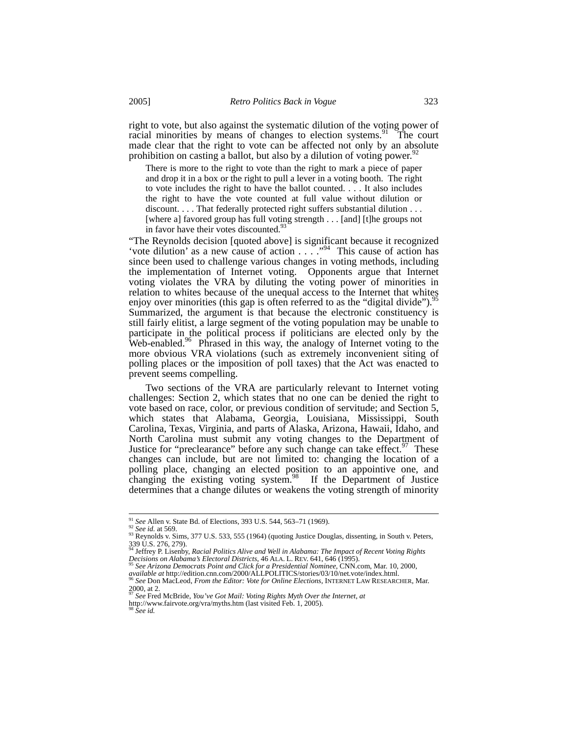right to vote, but also against the systematic dilution of the voting power of racial minorities by means of changes to election systems.[91] The court made clear that the right to vote can be affected not only by an absolute prohibition on casting a ballot, but also by a dilution of voting power.[92]

> There is more to the right to vote than the right to mark a piece of paper and drop it in a box or the right to pull a lever in a voting booth. The right to vote includes the right to have the ballot counted. . . . It also includes the right to have the vote counted at full value without dilution or discount. . . . That federally protected right suffers substantial dilution . . . [where a] favored group has full voting strength . . . [and] [t]he groups not in favor have their votes discounted.[93]

"The Reynolds decision [quoted above] is significant because it recognized 'vote dilution' as a new cause of action . . . ."[94] This cause of action has since been used to challenge various changes in voting methods, including the implementation of Internet voting. Opponents argue that Internet voting violates the VRA by diluting the voting power of minorities in relation to whites because of the unequal access to the Internet that whites enjoy over minorities (this gap is often referred to as the "digital divide").[95] Summarized, the argument is that because the electronic constituency is still fairly elitist, a large segment of the voting population may be unable to participate in the political process if politicians are elected only by the Web-enabled.[96] Phrased in this way, the analogy of Internet voting to the more obvious VRA violations (such as extremely inconvenient siting of polling places or the imposition of poll taxes) that the Act was enacted to prevent seems compelling.

Two sections of the VRA are particularly relevant to Internet voting challenges: Section 2, which states that no one can be denied the right to vote based on race, color, or previous condition of servitude; and Section 5, which states that Alabama, Georgia, Louisiana, Mississippi, South Carolina, Texas, Virginia, and parts of Alaska, Arizona, Hawaii, Idaho, and North Carolina must submit any voting changes to the Department of Justice for "preclearance" before any such change can take effect.[97] These changes can include, but are not limited to: changing the location of a polling place, changing an elected position to an appointive one, and changing the existing voting system.[98] If the Department of Justice determines that a change dilutes or weakens the voting strength of minority

---

[91] *See* Allen v. State Bd. of Elections, 393 U.S. 544, 563–71 (1969).

[92] *See id.* at 569.

[93] Reynolds v. Sims, 377 U.S. 533, 555 (1964) (quoting Justice Douglas, dissenting, in South v. Peters, 339 U.S. 276, 279).

[94] Jeffrey P. Lisenby, *Racial Politics Alive and Well in Alabama: The Impact of Recent Voting Rights Decisions on Alabama's Electoral Districts*, 46 ALA. L. REV. 641, 646 (1995).

[95] *See Arizona Democrats Point and Click for a Presidential Nominee*, CNN.com, Mar. 10, 2000, *available at* http://edition.cnn.com/2000/ALLPOLITICS/stories/03/10/net.vote/index.html.

[96] *See* Don MacLeod, *From the Editor: Vote for Online Elections*, INTERNET LAW RESEARCHER, Mar. 2000, at 2.

[97] *See* Fred McBride, *You've Got Mail: Voting Rights Myth Over the Internet*, *at* http://www.fairvote.org/vra/myths.htm (last visited Feb. 1, 2005).

[98] *See id.*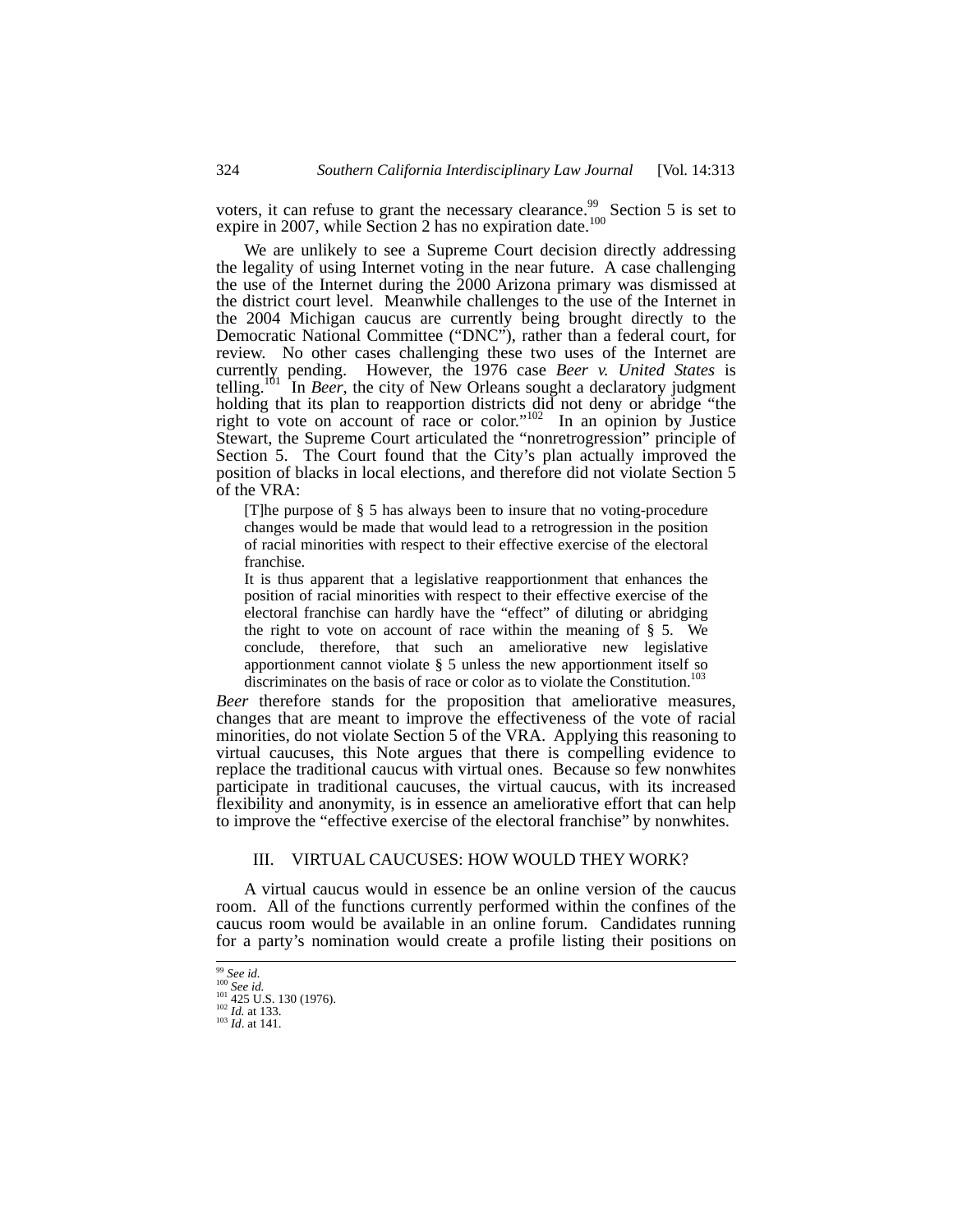voters, it can refuse to grant the necessary clearance.[99] Section 5 is set to expire in 2007, while Section 2 has no expiration date.[100]

We are unlikely to see a Supreme Court decision directly addressing the legality of using Internet voting in the near future. A case challenging the use of the Internet during the 2000 Arizona primary was dismissed at the district court level. Meanwhile challenges to the use of the Internet in the 2004 Michigan caucus are currently being brought directly to the Democratic National Committee ("DNC"), rather than a federal court, for review. No other cases challenging these two uses of the Internet are currently pending. However, the 1976 case *Beer v. United States* is telling.[101] In *Beer*, the city of New Orleans sought a declaratory judgment holding that its plan to reapportion districts did not deny or abridge "the right to vote on account of race or color."[102] In an opinion by Justice Stewart, the Supreme Court articulated the "nonretrogression" principle of Section 5. The Court found that the City's plan actually improved the position of blacks in local elections, and therefore did not violate Section 5 of the VRA:

> [T]he purpose of § 5 has always been to insure that no voting-procedure changes would be made that would lead to a retrogression in the position of racial minorities with respect to their effective exercise of the electoral franchise.
>
> It is thus apparent that a legislative reapportionment that enhances the position of racial minorities with respect to their effective exercise of the electoral franchise can hardly have the "effect" of diluting or abridging the right to vote on account of race within the meaning of § 5. We conclude, therefore, that such an ameliorative new legislative apportionment cannot violate § 5 unless the new apportionment itself so discriminates on the basis of race or color as to violate the Constitution.[103]

*Beer* therefore stands for the proposition that ameliorative measures, changes that are meant to improve the effectiveness of the vote of racial minorities, do not violate Section 5 of the VRA. Applying this reasoning to virtual caucuses, this Note argues that there is compelling evidence to replace the traditional caucus with virtual ones. Because so few nonwhites participate in traditional caucuses, the virtual caucus, with its increased flexibility and anonymity, is in essence an ameliorative effort that can help to improve the "effective exercise of the electoral franchise" by nonwhites.

## III. VIRTUAL CAUCUSES: HOW WOULD THEY WORK?

A virtual caucus would in essence be an online version of the caucus room. All of the functions currently performed within the confines of the caucus room would be available in an online forum. Candidates running for a party's nomination would create a profile listing their positions on

---

[99] *See id.*
[100] *See id.*
[101] 425 U.S. 130 (1976).
[102] *Id.* at 133.
[103] *Id*. at 141.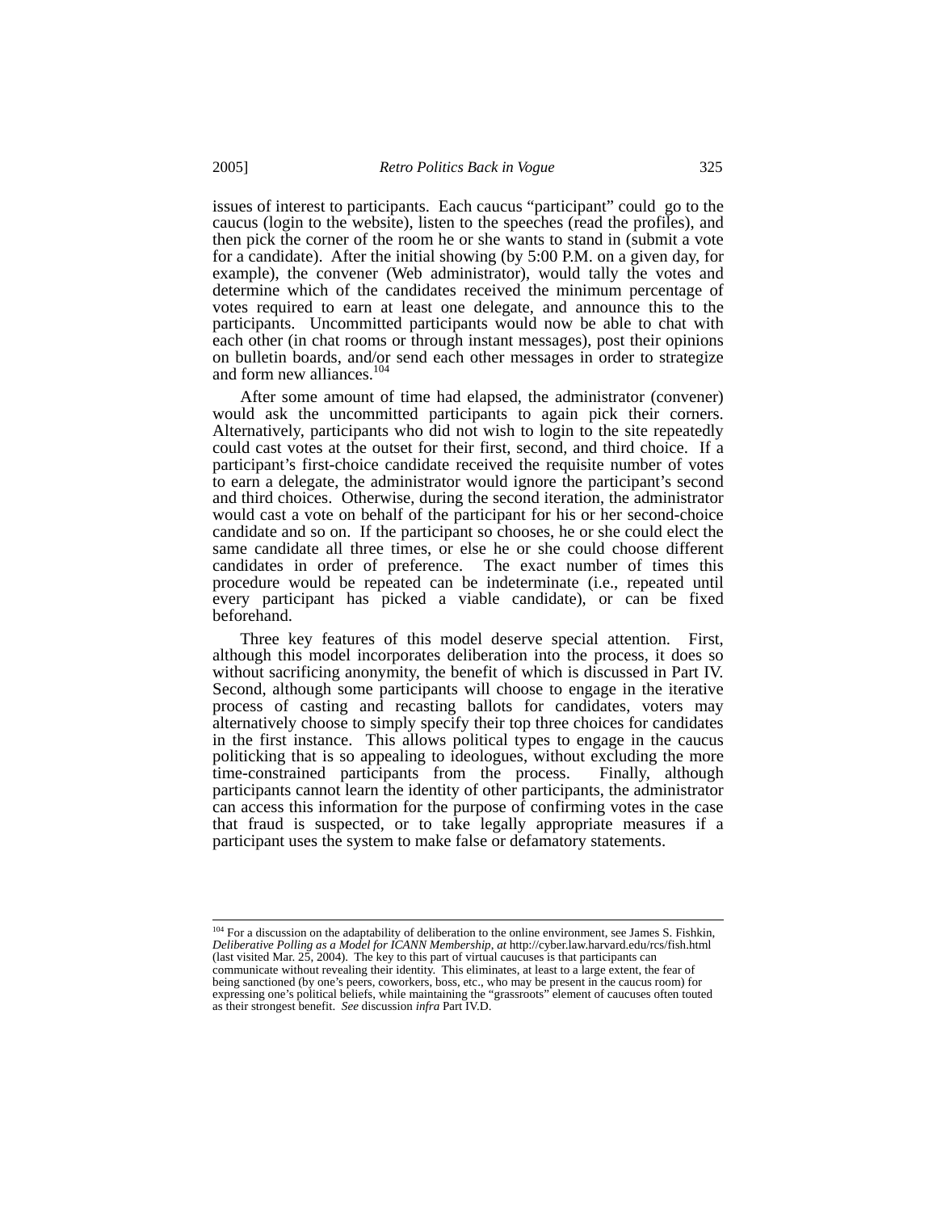issues of interest to participants. Each caucus "participant" could go to the caucus (login to the website), listen to the speeches (read the profiles), and then pick the corner of the room he or she wants to stand in (submit a vote for a candidate). After the initial showing (by 5:00 P.M. on a given day, for example), the convener (Web administrator), would tally the votes and determine which of the candidates received the minimum percentage of votes required to earn at least one delegate, and announce this to the participants. Uncommitted participants would now be able to chat with each other (in chat rooms or through instant messages), post their opinions on bulletin boards, and/or send each other messages in order to strategize and form new alliances.[104]

After some amount of time had elapsed, the administrator (convener) would ask the uncommitted participants to again pick their corners. Alternatively, participants who did not wish to login to the site repeatedly could cast votes at the outset for their first, second, and third choice. If a participant's first-choice candidate received the requisite number of votes to earn a delegate, the administrator would ignore the participant's second and third choices. Otherwise, during the second iteration, the administrator would cast a vote on behalf of the participant for his or her second-choice candidate and so on. If the participant so chooses, he or she could elect the same candidate all three times, or else he or she could choose different candidates in order of preference. The exact number of times this procedure would be repeated can be indeterminate (i.e., repeated until every participant has picked a viable candidate), or can be fixed beforehand.

Three key features of this model deserve special attention. First, although this model incorporates deliberation into the process, it does so without sacrificing anonymity, the benefit of which is discussed in Part IV. Second, although some participants will choose to engage in the iterative process of casting and recasting ballots for candidates, voters may alternatively choose to simply specify their top three choices for candidates in the first instance. This allows political types to engage in the caucus politicking that is so appealing to ideologues, without excluding the more time-constrained participants from the process. Finally, although participants cannot learn the identity of other participants, the administrator can access this information for the purpose of confirming votes in the case that fraud is suspected, or to take legally appropriate measures if a participant uses the system to make false or defamatory statements.

---

[104] For a discussion on the adaptability of deliberation to the online environment, see James S. Fishkin, *Deliberative Polling as a Model for ICANN Membership*, *at* http://cyber.law.harvard.edu/rcs/fish.html (last visited Mar. 25, 2004). The key to this part of virtual caucuses is that participants can communicate without revealing their identity. This eliminates, at least to a large extent, the fear of being sanctioned (by one's peers, coworkers, boss, etc., who may be present in the caucus room) for expressing one's political beliefs, while maintaining the "grassroots" element of caucuses often touted as their strongest benefit. *See* discussion *infra* Part IV.D.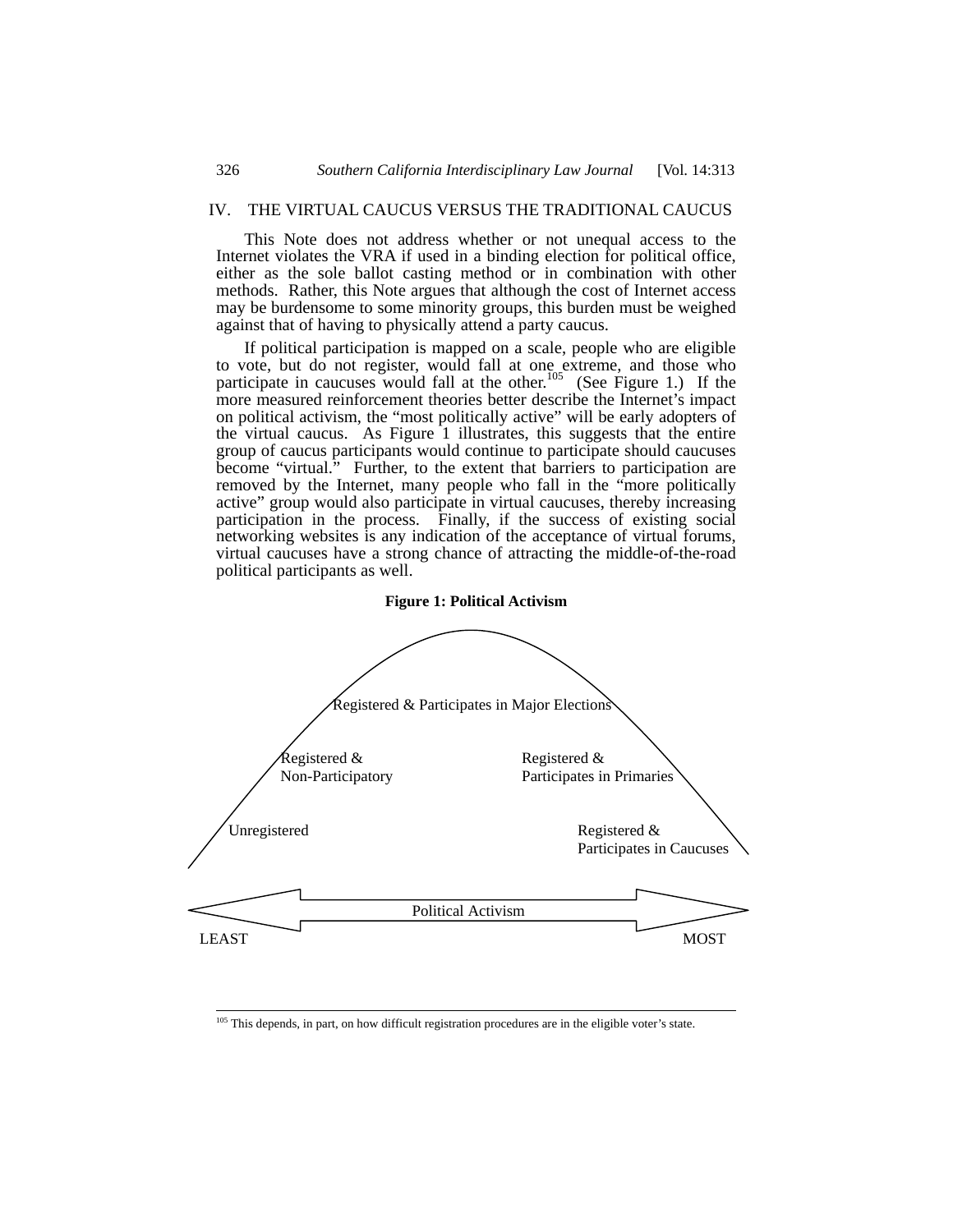## IV. THE VIRTUAL CAUCUS VERSUS THE TRADITIONAL CAUCUS

This Note does not address whether or not unequal access to the Internet violates the VRA if used in a binding election for political office, either as the sole ballot casting method or in combination with other methods. Rather, this Note argues that although the cost of Internet access may be burdensome to some minority groups, this burden must be weighed against that of having to physically attend a party caucus.

If political participation is mapped on a scale, people who are eligible to vote, but do not register, would fall at one extreme, and those who participate in caucuses would fall at the other.[105] (See Figure 1.) If the more measured reinforcement theories better describe the Internet's impact on political activism, the "most politically active" will be early adopters of the virtual caucus. As Figure 1 illustrates, this suggests that the entire group of caucus participants would continue to participate should caucuses become "virtual." Further, to the extent that barriers to participation are removed by the Internet, many people who fall in the "more politically active" group would also participate in virtual caucuses, thereby increasing participation in the process. Finally, if the success of existing social networking websites is any indication of the acceptance of virtual forums, virtual caucuses have a strong chance of attracting the middle-of-the-road political participants as well.

**Figure 1: Political Activism**

Registered & Participates in Major Elections

Registered & Non-Participatory

Registered & Participates in Primaries

Unregistered

Registered & Participates in Caucuses

Political Activism

LEAST — MOST

---

[105] This depends, in part, on how difficult registration procedures are in the eligible voter's state.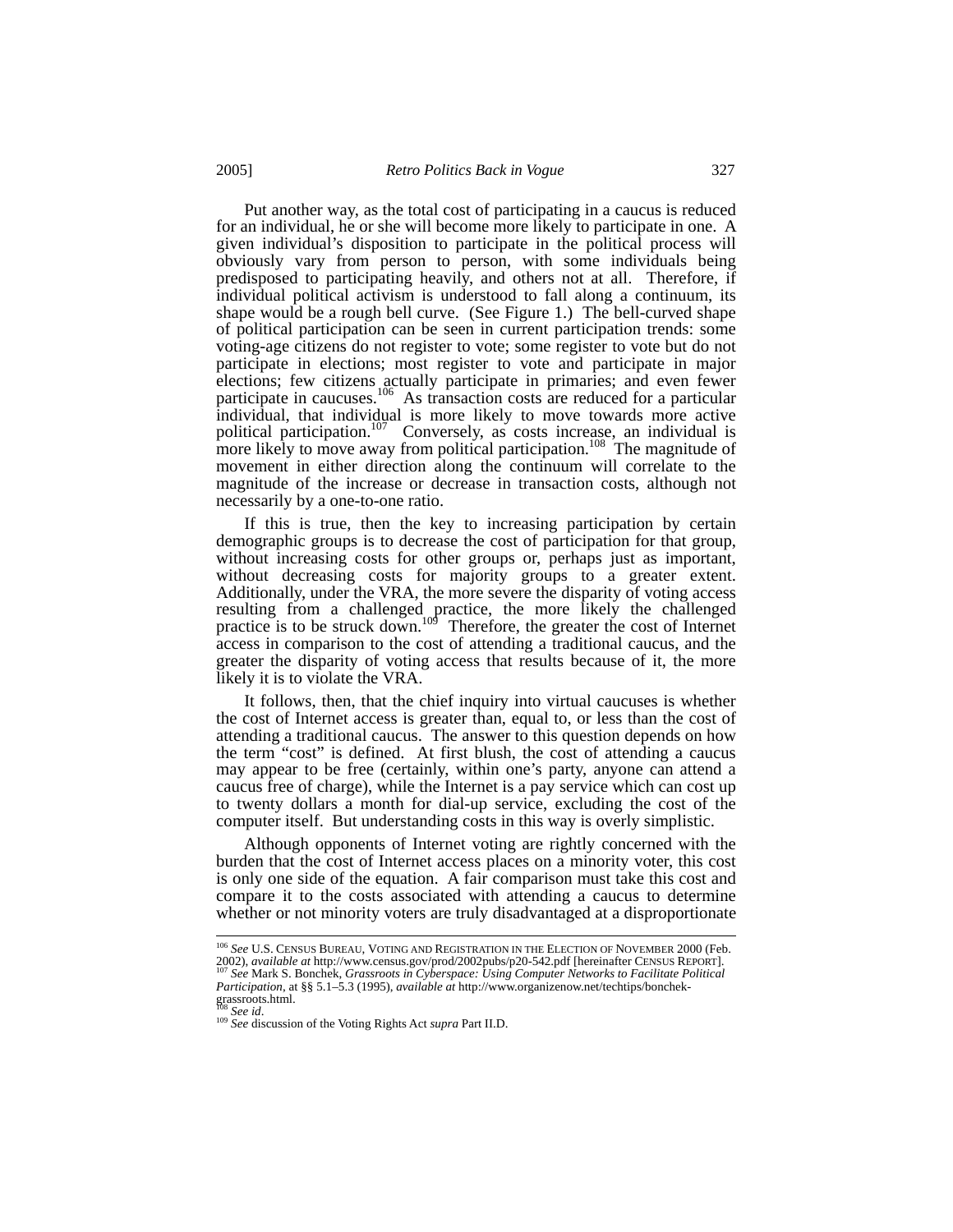Put another way, as the total cost of participating in a caucus is reduced for an individual, he or she will become more likely to participate in one. A given individual's disposition to participate in the political process will obviously vary from person to person, with some individuals being predisposed to participating heavily, and others not at all. Therefore, if individual political activism is understood to fall along a continuum, its shape would be a rough bell curve. (See Figure 1.) The bell-curved shape of political participation can be seen in current participation trends: some voting-age citizens do not register to vote; some register to vote but do not participate in elections; most register to vote and participate in major elections; few citizens actually participate in primaries; and even fewer participate in caucuses.[106] As transaction costs are reduced for a particular individual, that individual is more likely to move towards more active political participation.[107] Conversely, as costs increase, an individual is more likely to move away from political participation.[108] The magnitude of movement in either direction along the continuum will correlate to the magnitude of the increase or decrease in transaction costs, although not necessarily by a one-to-one ratio.

If this is true, then the key to increasing participation by certain demographic groups is to decrease the cost of participation for that group, without increasing costs for other groups or, perhaps just as important, without decreasing costs for majority groups to a greater extent. Additionally, under the VRA, the more severe the disparity of voting access resulting from a challenged practice, the more likely the challenged practice is to be struck down.[109] Therefore, the greater the cost of Internet access in comparison to the cost of attending a traditional caucus, and the greater the disparity of voting access that results because of it, the more likely it is to violate the VRA.

It follows, then, that the chief inquiry into virtual caucuses is whether the cost of Internet access is greater than, equal to, or less than the cost of attending a traditional caucus. The answer to this question depends on how the term "cost" is defined. At first blush, the cost of attending a caucus may appear to be free (certainly, within one's party, anyone can attend a caucus free of charge), while the Internet is a pay service which can cost up to twenty dollars a month for dial-up service, excluding the cost of the computer itself. But understanding costs in this way is overly simplistic.

Although opponents of Internet voting are rightly concerned with the burden that the cost of Internet access places on a minority voter, this cost is only one side of the equation. A fair comparison must take this cost and compare it to the costs associated with attending a caucus to determine whether or not minority voters are truly disadvantaged at a disproportionate

---

[106] *See* U.S. CENSUS BUREAU, VOTING AND REGISTRATION IN THE ELECTION OF NOVEMBER 2000 (Feb. 2002), *available at* http://www.census.gov/prod/2002pubs/p20-542.pdf [hereinafter CENSUS REPORT].

[107] *See* Mark S. Bonchek, *Grassroots in Cyberspace: Using Computer Networks to Facilitate Political Participation*, at §§ 5.1–5.3 (1995), *available at* http://www.organizenow.net/techtips/bonchek-grassroots.html.

[108] *See id*.

[109] *See* discussion of the Voting Rights Act *supra* Part II.D.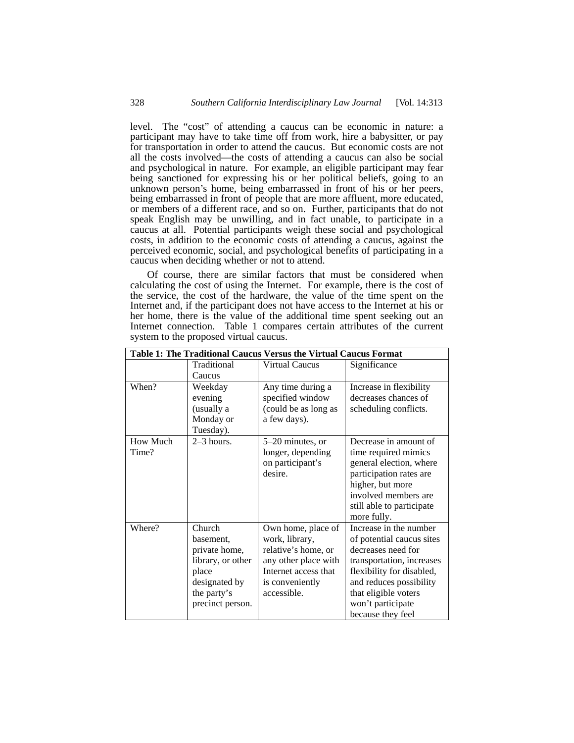level. The "cost" of attending a caucus can be economic in nature: a participant may have to take time off from work, hire a babysitter, or pay for transportation in order to attend the caucus. But economic costs are not all the costs involved—the costs of attending a caucus can also be social and psychological in nature. For example, an eligible participant may fear being sanctioned for expressing his or her political beliefs, going to an unknown person's home, being embarrassed in front of his or her peers, being embarrassed in front of people that are more affluent, more educated, or members of a different race, and so on. Further, participants that do not speak English may be unwilling, and in fact unable, to participate in a caucus at all. Potential participants weigh these social and psychological costs, in addition to the economic costs of attending a caucus, against the perceived economic, social, and psychological benefits of participating in a caucus when deciding whether or not to attend.

Of course, there are similar factors that must be considered when calculating the cost of using the Internet. For example, there is the cost of the service, the cost of the hardware, the value of the time spent on the Internet and, if the participant does not have access to the Internet at his or her home, there is the value of the additional time spent seeking out an Internet connection. Table 1 compares certain attributes of the current system to the proposed virtual caucus.

**Table 1: The Traditional Caucus Versus the Virtual Caucus Format**

| | Traditional Caucus | Virtual Caucus | Significance |
|---|---|---|---|
| When? | Weekday evening (usually a Monday or Tuesday). | Any time during a specified window (could be as long as a few days). | Increase in flexibility decreases chances of scheduling conflicts. |
| How Much Time? | 2–3 hours. | 5–20 minutes, or longer, depending on participant's desire. | Decrease in amount of time required mimics general election, where participation rates are higher, but more involved members are still able to participate more fully. |
| Where? | Church basement, private home, library, or other place designated by the party's precinct person. | Own home, place of work, library, relative's home, or any other place with Internet access that is conveniently accessible. | Increase in the number of potential caucus sites decreases need for transportation, increases flexibility for disabled, and reduces possibility that eligible voters won't participate because they feel |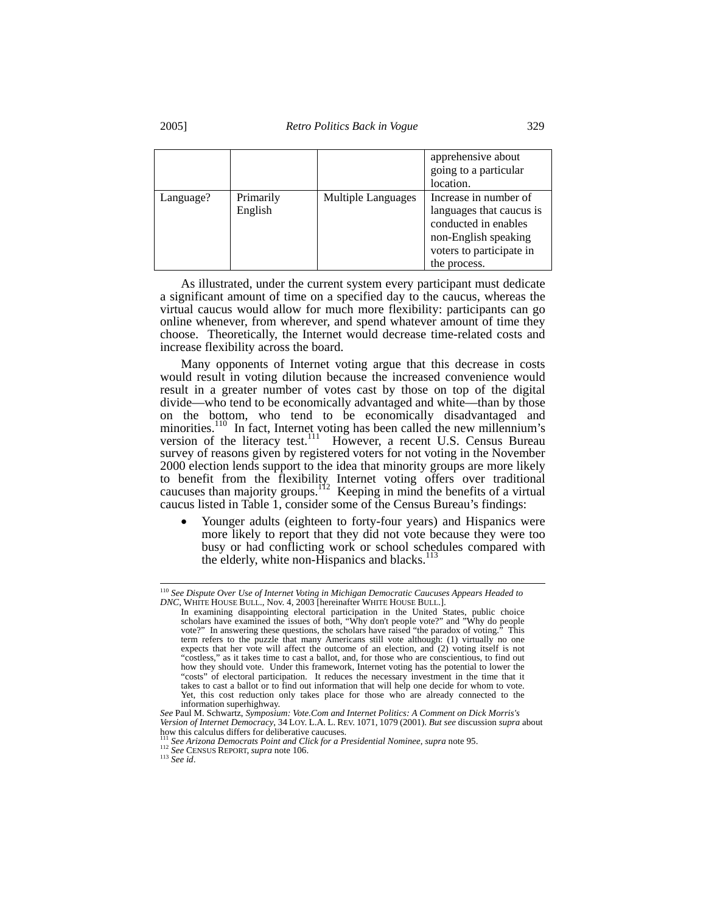|  |  |  | apprehensive about going to a particular location. |
| --- | --- | --- | --- |
| Language? | Primarily English | Multiple Languages | Increase in number of languages that caucus is conducted in enables non-English speaking voters to participate in the process. |

As illustrated, under the current system every participant must dedicate a significant amount of time on a specified day to the caucus, whereas the virtual caucus would allow for much more flexibility: participants can go online whenever, from wherever, and spend whatever amount of time they choose. Theoretically, the Internet would decrease time-related costs and increase flexibility across the board.

Many opponents of Internet voting argue that this decrease in costs would result in voting dilution because the increased convenience would result in a greater number of votes cast by those on top of the digital divide—who tend to be economically advantaged and white—than by those on the bottom, who tend to be economically disadvantaged and minorities.[110] In fact, Internet voting has been called the new millennium's version of the literacy test.[111] However, a recent U.S. Census Bureau survey of reasons given by registered voters for not voting in the November 2000 election lends support to the idea that minority groups are more likely to benefit from the flexibility Internet voting offers over traditional caucuses than majority groups.[112] Keeping in mind the benefits of a virtual caucus listed in Table 1, consider some of the Census Bureau's findings:

- Younger adults (eighteen to forty-four years) and Hispanics were more likely to report that they did not vote because they were too busy or had conflicting work or school schedules compared with the elderly, white non-Hispanics and blacks.[113]

---

[110] *See Dispute Over Use of Internet Voting in Michigan Democratic Caucuses Appears Headed to DNC*, WHITE HOUSE BULL., Nov. 4, 2003 [hereinafter WHITE HOUSE BULL.].

> In examining disappointing electoral participation in the United States, public choice scholars have examined the issues of both, "Why don't people vote?" and "Why do people vote?" In answering these questions, the scholars have raised "the paradox of voting." This term refers to the puzzle that many Americans still vote although: (1) virtually no one expects that her vote will affect the outcome of an election, and (2) voting itself is not "costless," as it takes time to cast a ballot, and, for those who are conscientious, to find out how they should vote. Under this framework, Internet voting has the potential to lower the "costs" of electoral participation. It reduces the necessary investment in the time that it takes to cast a ballot or to find out information that will help one decide for whom to vote. Yet, this cost reduction only takes place for those who are already connected to the information superhighway.

*See* Paul M. Schwartz, *Symposium: Vote.Com and Internet Politics: A Comment on Dick Morris's Version of Internet Democracy*, 34 LOY. L.A. L. REV. 1071, 1079 (2001). *But see* discussion *supra* about how this calculus differs for deliberative caucuses.

[111] *See Arizona Democrats Point and Click for a Presidential Nominee*, *supra* note 95.

[112] *See* CENSUS REPORT, *supra* note 106.

[113] *See id*.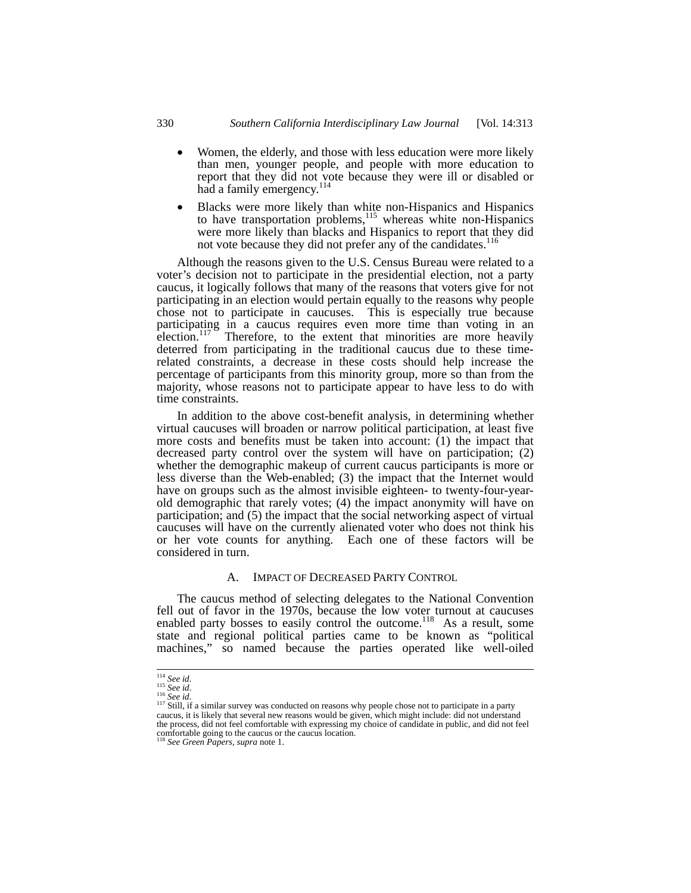- Women, the elderly, and those with less education were more likely than men, younger people, and people with more education to report that they did not vote because they were ill or disabled or had a family emergency.[114]
- Blacks were more likely than white non-Hispanics and Hispanics to have transportation problems,[115] whereas white non-Hispanics were more likely than blacks and Hispanics to report that they did not vote because they did not prefer any of the candidates.[116]

Although the reasons given to the U.S. Census Bureau were related to a voter's decision not to participate in the presidential election, not a party caucus, it logically follows that many of the reasons that voters give for not participating in an election would pertain equally to the reasons why people chose not to participate in caucuses. This is especially true because participating in a caucus requires even more time than voting in an election.[117] Therefore, to the extent that minorities are more heavily deterred from participating in the traditional caucus due to these time-related constraints, a decrease in these costs should help increase the percentage of participants from this minority group, more so than from the majority, whose reasons not to participate appear to have less to do with time constraints.

In addition to the above cost-benefit analysis, in determining whether virtual caucuses will broaden or narrow political participation, at least five more costs and benefits must be taken into account: (1) the impact that decreased party control over the system will have on participation; (2) whether the demographic makeup of current caucus participants is more or less diverse than the Web-enabled; (3) the impact that the Internet would have on groups such as the almost invisible eighteen- to twenty-four-year-old demographic that rarely votes; (4) the impact anonymity will have on participation; and (5) the impact that the social networking aspect of virtual caucuses will have on the currently alienated voter who does not think his or her vote counts for anything. Each one of these factors will be considered in turn.

### A. Impact of Decreased Party Control

The caucus method of selecting delegates to the National Convention fell out of favor in the 1970s, because the low voter turnout at caucuses enabled party bosses to easily control the outcome.[118] As a result, some state and regional political parties came to be known as "political machines," so named because the parties operated like well-oiled

---

[114] *See id*.

[115] *See id*.

[116] *See id*.

[117] Still, if a similar survey was conducted on reasons why people chose not to participate in a party caucus, it is likely that several new reasons would be given, which might include: did not understand the process, did not feel comfortable with expressing my choice of candidate in public, and did not feel comfortable going to the caucus or the caucus location.

[118] *See Green Papers*, *supra* note 1.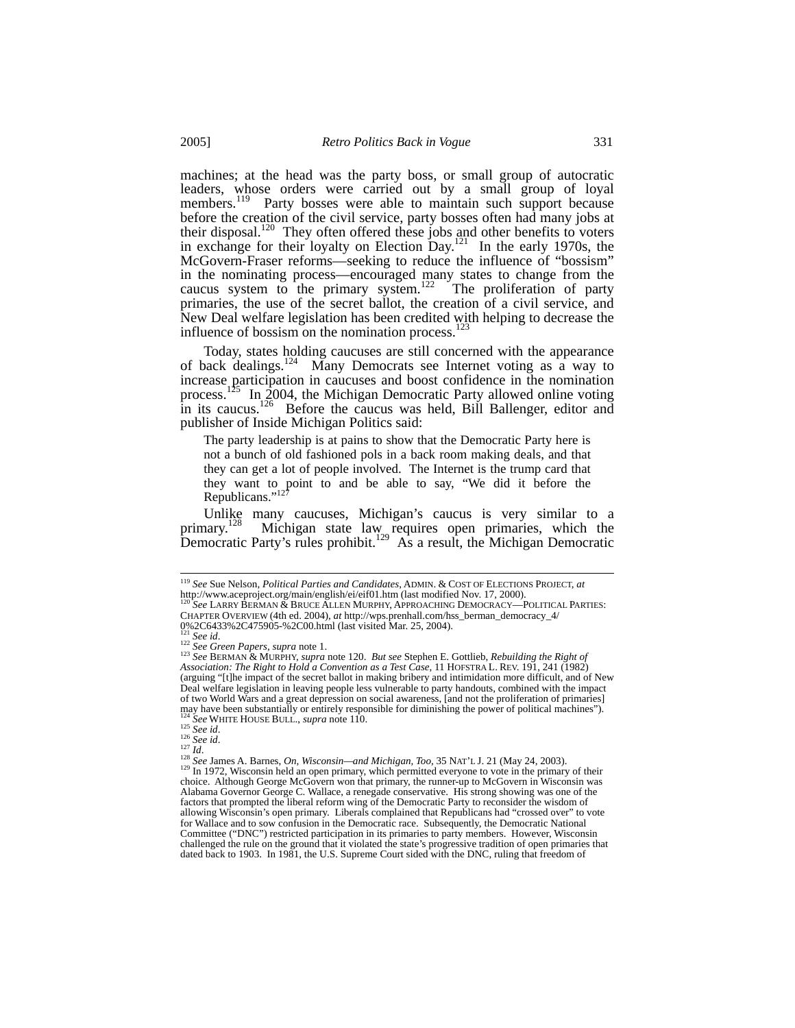machines; at the head was the party boss, or small group of autocratic leaders, whose orders were carried out by a small group of loyal members.[119] Party bosses were able to maintain such support because before the creation of the civil service, party bosses often had many jobs at their disposal.[120] They often offered these jobs and other benefits to voters in exchange for their loyalty on Election Day.[121] In the early 1970s, the McGovern-Fraser reforms—seeking to reduce the influence of "bossism" in the nominating process—encouraged many states to change from the caucus system to the primary system.[122] The proliferation of party primaries, the use of the secret ballot, the creation of a civil service, and New Deal welfare legislation has been credited with helping to decrease the influence of bossism on the nomination process.[123]

Today, states holding caucuses are still concerned with the appearance of back dealings.[124] Many Democrats see Internet voting as a way to increase participation in caucuses and boost confidence in the nomination process.[125] In 2004, the Michigan Democratic Party allowed online voting in its caucus.[126] Before the caucus was held, Bill Ballenger, editor and publisher of Inside Michigan Politics said:

> The party leadership is at pains to show that the Democratic Party here is not a bunch of old fashioned pols in a back room making deals, and that they can get a lot of people involved. The Internet is the trump card that they want to point to and be able to say, "We did it before the Republicans."[127]

Unlike many caucuses, Michigan's caucus is very similar to a primary.[128] Michigan state law requires open primaries, which the Democratic Party's rules prohibit.[129] As a result, the Michigan Democratic

---

[119] *See* Sue Nelson, *Political Parties and Candidates*, ADMIN. & COST OF ELECTIONS PROJECT, *at* http://www.aceproject.org/main/english/ei/eif01.htm (last modified Nov. 17, 2000).

[120] *See* LARRY BERMAN & BRUCE ALLEN MURPHY, APPROACHING DEMOCRACY—POLITICAL PARTIES: CHAPTER OVERVIEW (4th ed. 2004), *at* http://wps.prenhall.com/hss_berman_democracy_4/0%2C6433%2C475905-%2C00.html (last visited Mar. 25, 2004).

[121] *See id*.

[122] *See Green Papers*, *supra* note 1.

[123] *See* BERMAN & MURPHY, *supra* note 120. *But see* Stephen E. Gottlieb, *Rebuilding the Right of Association: The Right to Hold a Convention as a Test Case*, 11 HOFSTRA L. REV. 191, 241 (1982) (arguing "[t]he impact of the secret ballot in making bribery and intimidation more difficult, and of New Deal welfare legislation in leaving people less vulnerable to party handouts, combined with the impact of two World Wars and a great depression on social awareness, [and not the proliferation of primaries] may have been substantially or entirely responsible for diminishing the power of political machines").

[124] *See* WHITE HOUSE BULL., *supra* note 110.

[125] *See id*.

[126] *See id*.

[127] *Id*.

[128] *See* James A. Barnes, *On, Wisconsin—and Michigan, Too*, 35 NAT'L J. 21 (May 24, 2003).

[129] In 1972, Wisconsin held an open primary, which permitted everyone to vote in the primary of their choice. Although George McGovern won that primary, the runner-up to McGovern in Wisconsin was Alabama Governor George C. Wallace, a renegade conservative. His strong showing was one of the factors that prompted the liberal reform wing of the Democratic Party to reconsider the wisdom of allowing Wisconsin's open primary. Liberals complained that Republicans had "crossed over" to vote for Wallace and to sow confusion in the Democratic race. Subsequently, the Democratic National Committee ("DNC") restricted participation in its primaries to party members. However, Wisconsin challenged the rule on the ground that it violated the state's progressive tradition of open primaries that dated back to 1903. In 1981, the U.S. Supreme Court sided with the DNC, ruling that freedom of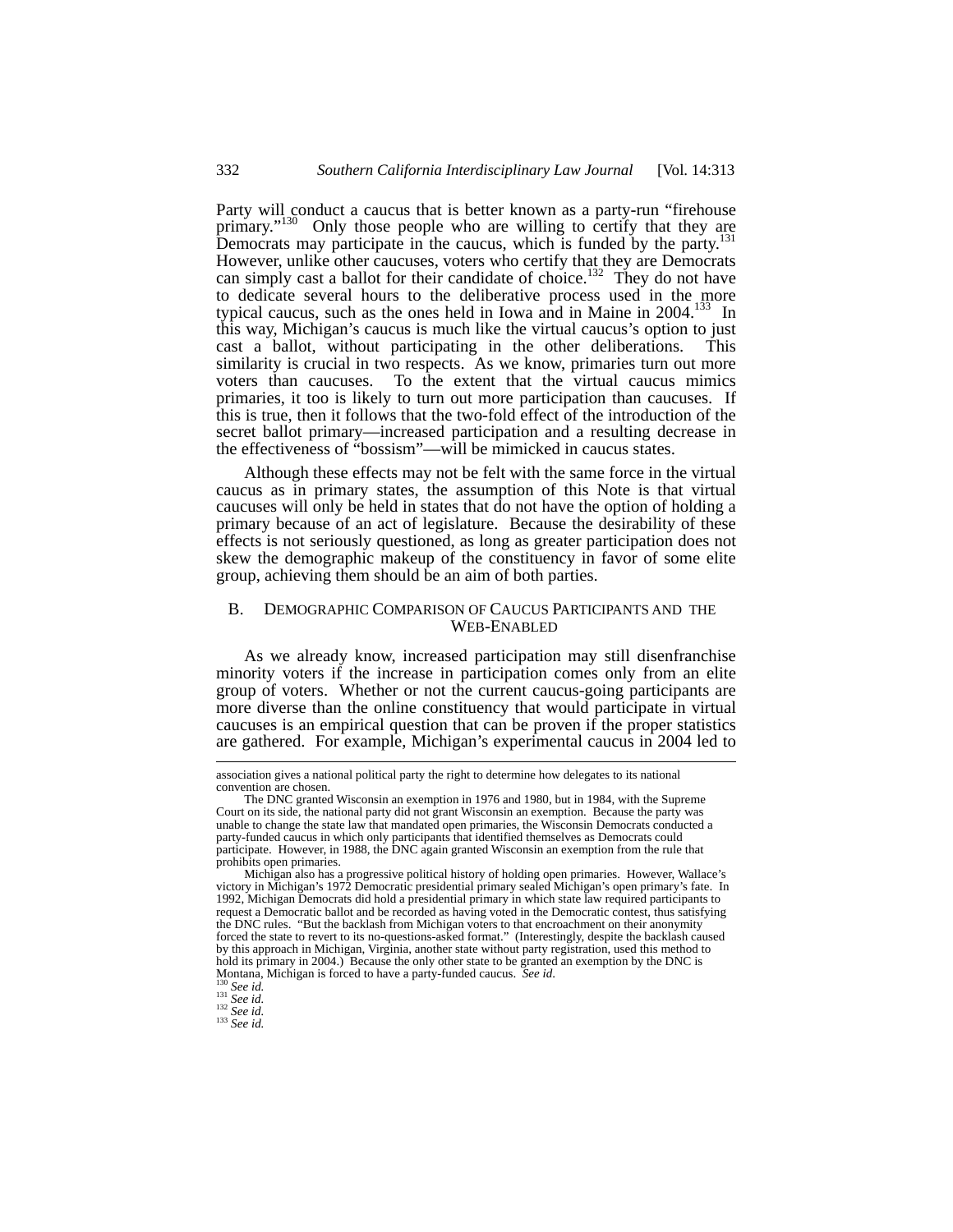Party will conduct a caucus that is better known as a party-run "firehouse primary."[130] Only those people who are willing to certify that they are Democrats may participate in the caucus, which is funded by the party.[131] However, unlike other caucuses, voters who certify that they are Democrats can simply cast a ballot for their candidate of choice.[132] They do not have to dedicate several hours to the deliberative process used in the more typical caucus, such as the ones held in Iowa and in Maine in 2004.[133] In this way, Michigan's caucus is much like the virtual caucus's option to just cast a ballot, without participating in the other deliberations. This similarity is crucial in two respects. As we know, primaries turn out more voters than caucuses. To the extent that the virtual caucus mimics primaries, it too is likely to turn out more participation than caucuses. If this is true, then it follows that the two-fold effect of the introduction of the secret ballot primary—increased participation and a resulting decrease in the effectiveness of "bossism"—will be mimicked in caucus states.

Although these effects may not be felt with the same force in the virtual caucus as in primary states, the assumption of this Note is that virtual caucuses will only be held in states that do not have the option of holding a primary because of an act of legislature. Because the desirability of these effects is not seriously questioned, as long as greater participation does not skew the demographic makeup of the constituency in favor of some elite group, achieving them should be an aim of both parties.

## B. DEMOGRAPHIC COMPARISON OF CAUCUS PARTICIPANTS AND THE WEB-ENABLED

As we already know, increased participation may still disenfranchise minority voters if the increase in participation comes only from an elite group of voters. Whether or not the current caucus-going participants are more diverse than the online constituency that would participate in virtual caucuses is an empirical question that can be proven if the proper statistics are gathered. For example, Michigan's experimental caucus in 2004 led to

---

association gives a national political party the right to determine how delegates to its national convention are chosen.

The DNC granted Wisconsin an exemption in 1976 and 1980, but in 1984, with the Supreme Court on its side, the national party did not grant Wisconsin an exemption. Because the party was unable to change the state law that mandated open primaries, the Wisconsin Democrats conducted a party-funded caucus in which only participants that identified themselves as Democrats could participate. However, in 1988, the DNC again granted Wisconsin an exemption from the rule that prohibits open primaries.

Michigan also has a progressive political history of holding open primaries. However, Wallace's victory in Michigan's 1972 Democratic presidential primary sealed Michigan's open primary's fate. In 1992, Michigan Democrats did hold a presidential primary in which state law required participants to request a Democratic ballot and be recorded as having voted in the Democratic contest, thus satisfying the DNC rules. "But the backlash from Michigan voters to that encroachment on their anonymity forced the state to revert to its no-questions-asked format." (Interestingly, despite the backlash caused by this approach in Michigan, Virginia, another state without party registration, used this method to hold its primary in 2004.) Because the only other state to be granted an exemption by the DNC is Montana, Michigan is forced to have a party-funded caucus. *See id.*

[130] *See id.*

[131] *See id.*

[132] *See id.*

[133] *See id.*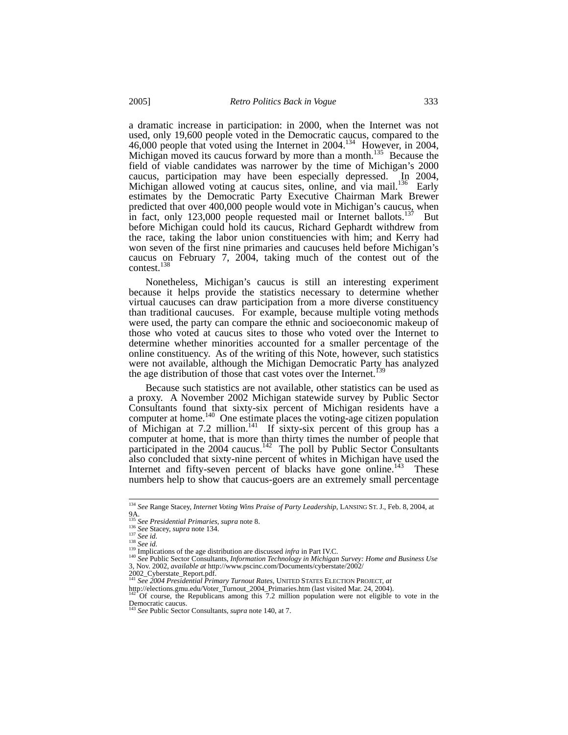a dramatic increase in participation: in 2000, when the Internet was not used, only 19,600 people voted in the Democratic caucus, compared to the 46,000 people that voted using the Internet in 2004.[134] However, in 2004, Michigan moved its caucus forward by more than a month.[135] Because the field of viable candidates was narrower by the time of Michigan's 2000 caucus, participation may have been especially depressed. In 2004, Michigan allowed voting at caucus sites, online, and via mail.[136] Early estimates by the Democratic Party Executive Chairman Mark Brewer predicted that over 400,000 people would vote in Michigan's caucus, when in fact, only 123,000 people requested mail or Internet ballots.[137] But before Michigan could hold its caucus, Richard Gephardt withdrew from the race, taking the labor union constituencies with him; and Kerry had won seven of the first nine primaries and caucuses held before Michigan's caucus on February 7, 2004, taking much of the contest out of the contest.[138]

Nonetheless, Michigan's caucus is still an interesting experiment because it helps provide the statistics necessary to determine whether virtual caucuses can draw participation from a more diverse constituency than traditional caucuses. For example, because multiple voting methods were used, the party can compare the ethnic and socioeconomic makeup of those who voted at caucus sites to those who voted over the Internet to determine whether minorities accounted for a smaller percentage of the online constituency. As of the writing of this Note, however, such statistics were not available, although the Michigan Democratic Party has analyzed the age distribution of those that cast votes over the Internet.[139]

Because such statistics are not available, other statistics can be used as a proxy. A November 2002 Michigan statewide survey by Public Sector Consultants found that sixty-six percent of Michigan residents have a computer at home.[140] One estimate places the voting-age citizen population of Michigan at 7.2 million.[141] If sixty-six percent of this group has a computer at home, that is more than thirty times the number of people that participated in the 2004 caucus.[142] The poll by Public Sector Consultants also concluded that sixty-nine percent of whites in Michigan have used the Internet and fifty-seven percent of blacks have gone online.[143] These numbers help to show that caucus-goers are an extremely small percentage

---

[134] *See* Range Stacey, *Internet Voting Wins Praise of Party Leadership*, LANSING ST. J., Feb. 8, 2004, at 9A.

[135] *See Presidential Primaries*, *supra* note 8.

[136] *See* Stacey, *supra* note 134.

[137] *See id.*

[138] *See id.*

[139] Implications of the age distribution are discussed *infra* in Part IV.C.

[140] *See* Public Sector Consultants, *Information Technology in Michigan Survey: Home and Business Use* 3, Nov. 2002, *available at* http://www.pscinc.com/Documents/cyberstate/2002/2002_Cyberstate_Report.pdf.

[141] *See 2004 Presidential Primary Turnout Rates*, UNITED STATES ELECTION PROJECT, *at* http://elections.gmu.edu/Voter_Turnout_2004_Primaries.htm (last visited Mar. 24, 2004).

[142] Of course, the Republicans among this 7.2 million population were not eligible to vote in the Democratic caucus.

[143] *See* Public Sector Consultants, *supra* note 140, at 7.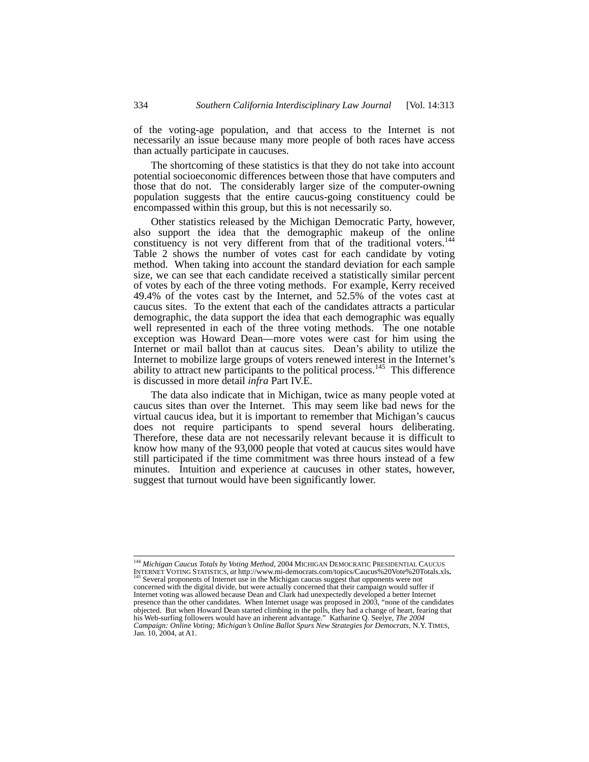of the voting-age population, and that access to the Internet is not necessarily an issue because many more people of both races have access than actually participate in caucuses.

The shortcoming of these statistics is that they do not take into account potential socioeconomic differences between those that have computers and those that do not. The considerably larger size of the computer-owning population suggests that the entire caucus-going constituency could be encompassed within this group, but this is not necessarily so.

Other statistics released by the Michigan Democratic Party, however, also support the idea that the demographic makeup of the online constituency is not very different from that of the traditional voters.[144] Table 2 shows the number of votes cast for each candidate by voting method. When taking into account the standard deviation for each sample size, we can see that each candidate received a statistically similar percent of votes by each of the three voting methods. For example, Kerry received 49.4% of the votes cast by the Internet, and 52.5% of the votes cast at caucus sites. To the extent that each of the candidates attracts a particular demographic, the data support the idea that each demographic was equally well represented in each of the three voting methods. The one notable exception was Howard Dean—more votes were cast for him using the Internet or mail ballot than at caucus sites. Dean's ability to utilize the Internet to mobilize large groups of voters renewed interest in the Internet's ability to attract new participants to the political process.[145] This difference is discussed in more detail *infra* Part IV.E.

The data also indicate that in Michigan, twice as many people voted at caucus sites than over the Internet. This may seem like bad news for the virtual caucus idea, but it is important to remember that Michigan's caucus does not require participants to spend several hours deliberating. Therefore, these data are not necessarily relevant because it is difficult to know how many of the 93,000 people that voted at caucus sites would have still participated if the time commitment was three hours instead of a few minutes. Intuition and experience at caucuses in other states, however, suggest that turnout would have been significantly lower.

---

[144] *Michigan Caucus Totals by Voting Method*, 2004 MICHIGAN DEMOCRATIC PRESIDENTIAL CAUCUS INTERNET VOTING STATISTICS, *at* http://www.mi-democrats.com/topics/Caucus%20Vote%20Totals.xls.

[145] Several proponents of Internet use in the Michigan caucus suggest that opponents were not concerned with the digital divide, but were actually concerned that their campaign would suffer if Internet voting was allowed because Dean and Clark had unexpectedly developed a better Internet presence than the other candidates. When Internet usage was proposed in 2003, "none of the candidates objected. But when Howard Dean started climbing in the polls, they had a change of heart, fearing that his Web-surfing followers would have an inherent advantage." Katharine Q. Seelye, *The 2004 Campaign: Online Voting; Michigan's Online Ballot Spurs New Strategies for Democrats*, N.Y. TIMES, Jan. 10, 2004, at A1.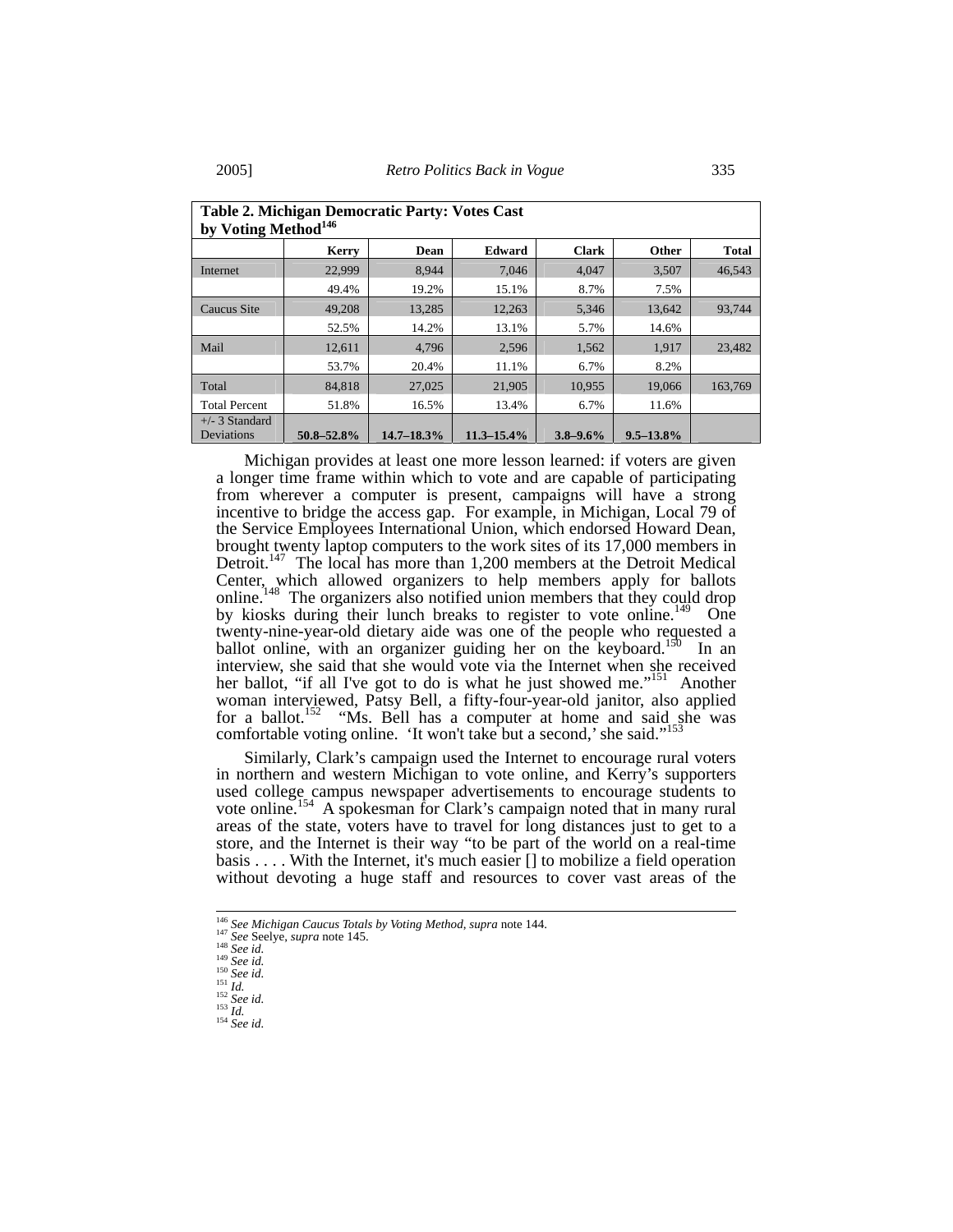**Table 2. Michigan Democratic Party: Votes Cast by Voting Method[146]**

| | Kerry | Dean | Edward | Clark | Other | Total |
|---|---|---|---|---|---|---|
| Internet | 22,999 | 8,944 | 7,046 | 4,047 | 3,507 | 46,543 |
| | 49.4% | 19.2% | 15.1% | 8.7% | 7.5% | |
| Caucus Site | 49,208 | 13,285 | 12,263 | 5,346 | 13,642 | 93,744 |
| | 52.5% | 14.2% | 13.1% | 5.7% | 14.6% | |
| Mail | 12,611 | 4,796 | 2,596 | 1,562 | 1,917 | 23,482 |
| | 53.7% | 20.4% | 11.1% | 6.7% | 8.2% | |
| Total | 84,818 | 27,025 | 21,905 | 10,955 | 19,066 | 163,769 |
| Total Percent | 51.8% | 16.5% | 13.4% | 6.7% | 11.6% | |
| +/- 3 Standard Deviations | **50.8–52.8%** | **14.7–18.3%** | **11.3–15.4%** | **3.8–9.6%** | **9.5–13.8%** | |

Michigan provides at least one more lesson learned: if voters are given a longer time frame within which to vote and are capable of participating from wherever a computer is present, campaigns will have a strong incentive to bridge the access gap. For example, in Michigan, Local 79 of the Service Employees International Union, which endorsed Howard Dean, brought twenty laptop computers to the work sites of its 17,000 members in Detroit.[147] The local has more than 1,200 members at the Detroit Medical Center, which allowed organizers to help members apply for ballots online.[148] The organizers also notified union members that they could drop by kiosks during their lunch breaks to register to vote online.[149] One twenty-nine-year-old dietary aide was one of the people who requested a ballot online, with an organizer guiding her on the keyboard.[150] In an interview, she said that she would vote via the Internet when she received her ballot, "if all I've got to do is what he just showed me."[151] Another woman interviewed, Patsy Bell, a fifty-four-year-old janitor, also applied for a ballot.[152] "Ms. Bell has a computer at home and said she was comfortable voting online. 'It won't take but a second,' she said."[153]

Similarly, Clark's campaign used the Internet to encourage rural voters in northern and western Michigan to vote online, and Kerry's supporters used college campus newspaper advertisements to encourage students to vote online.[154] A spokesman for Clark's campaign noted that in many rural areas of the state, voters have to travel for long distances just to get to a store, and the Internet is their way "to be part of the world on a real-time basis . . . . With the Internet, it's much easier [] to mobilize a field operation without devoting a huge staff and resources to cover vast areas of the

---

[146] *See Michigan Caucus Totals by Voting Method*, *supra* note 144.
[147] *See* Seelye, *supra* note 145.
[148] *See id.*
[149] *See id.*
[150] *See id.*
[151] *Id.*
[152] *See id.*
[153] *Id.*
[154] *See id.*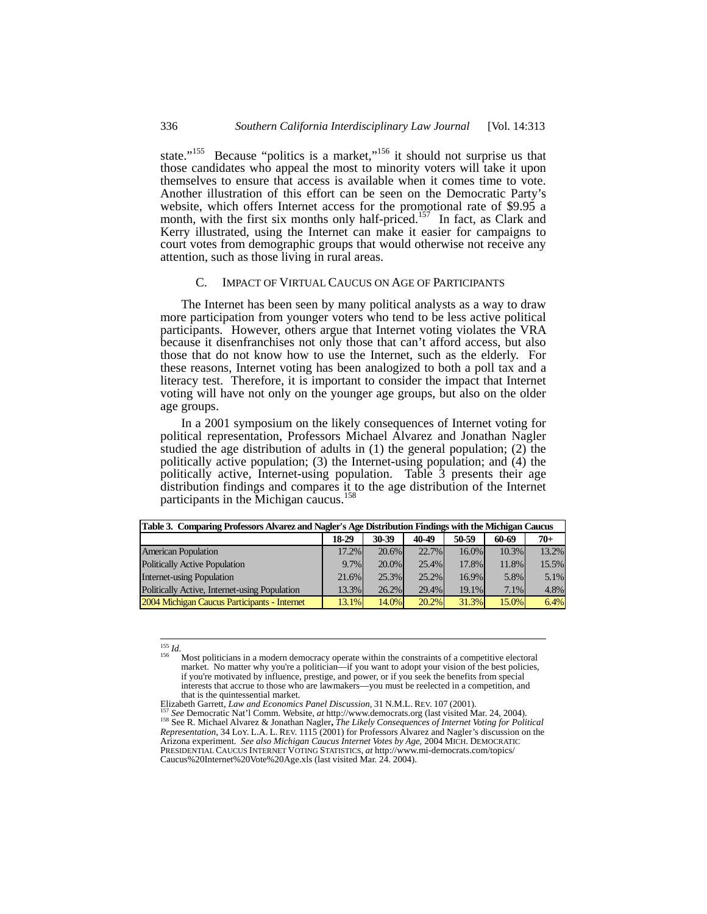state."[155] Because "politics is a market,"[156] it should not surprise us that those candidates who appeal the most to minority voters will take it upon themselves to ensure that access is available when it comes time to vote. Another illustration of this effort can be seen on the Democratic Party's website, which offers Internet access for the promotional rate of $9.95 a month, with the first six months only half-priced.[157] In fact, as Clark and Kerry illustrated, using the Internet can make it easier for campaigns to court votes from demographic groups that would otherwise not receive any attention, such as those living in rural areas.

### C. IMPACT OF VIRTUAL CAUCUS ON AGE OF PARTICIPANTS

The Internet has been seen by many political analysts as a way to draw more participation from younger voters who tend to be less active political participants. However, others argue that Internet voting violates the VRA because it disenfranchises not only those that can't afford access, but also those that do not know how to use the Internet, such as the elderly. For these reasons, Internet voting has been analogized to both a poll tax and a literacy test. Therefore, it is important to consider the impact that Internet voting will have not only on the younger age groups, but also on the older age groups.

In a 2001 symposium on the likely consequences of Internet voting for political representation, Professors Michael Alvarez and Jonathan Nagler studied the age distribution of adults in (1) the general population; (2) the politically active population; (3) the Internet-using population; and (4) the politically active, Internet-using population. Table 3 presents their age distribution findings and compares it to the age distribution of the Internet participants in the Michigan caucus.[158]

**Table 3. Comparing Professors Alvarez and Nagler's Age Distribution Findings with the Michigan Caucus**

| | 18-29 | 30-39 | 40-49 | 50-59 | 60-69 | 70+ |
|---|---|---|---|---|---|---|
| American Population | 17.2% | 20.6% | 22.7% | 16.0% | 10.3% | 13.2% |
| Politically Active Population | 9.7% | 20.0% | 25.4% | 17.8% | 11.8% | 15.5% |
| Internet-using Population | 21.6% | 25.3% | 25.2% | 16.9% | 5.8% | 5.1% |
| Politically Active, Internet-using Population | 13.3% | 26.2% | 29.4% | 19.1% | 7.1% | 4.8% |
| 2004 Michigan Caucus Participants - Internet | 13.1% | 14.0% | 20.2% | 31.3% | 15.0% | 6.4% |

---

[155] *Id.*

[156] Most politicians in a modern democracy operate within the constraints of a competitive electoral market. No matter why you're a politician—if you want to adopt your vision of the best policies, if you're motivated by influence, prestige, and power, or if you seek the benefits from special interests that accrue to those who are lawmakers—you must be reelected in a competition, and that is the quintessential market.

Elizabeth Garrett, *Law and Economics Panel Discussion*, 31 N.M.L. REV. 107 (2001).

[157] *See* Democratic Nat'l Comm. Website, *at* http://www.democrats.org (last visited Mar. 24, 2004).

[158] See R. Michael Alvarez & Jonathan Nagler, *The Likely Consequences of Internet Voting for Political Representation*, 34 LOY. L.A. L. REV. 1115 (2001) for Professors Alvarez and Nagler's discussion on the Arizona experiment. *See also Michigan Caucus Internet Votes by Age*, 2004 MICH. DEMOCRATIC PRESIDENTIAL CAUCUS INTERNET VOTING STATISTICS, *at* http://www.mi-democrats.com/topics/Caucus%20Internet%20Vote%20Age.xls (last visited Mar. 24. 2004).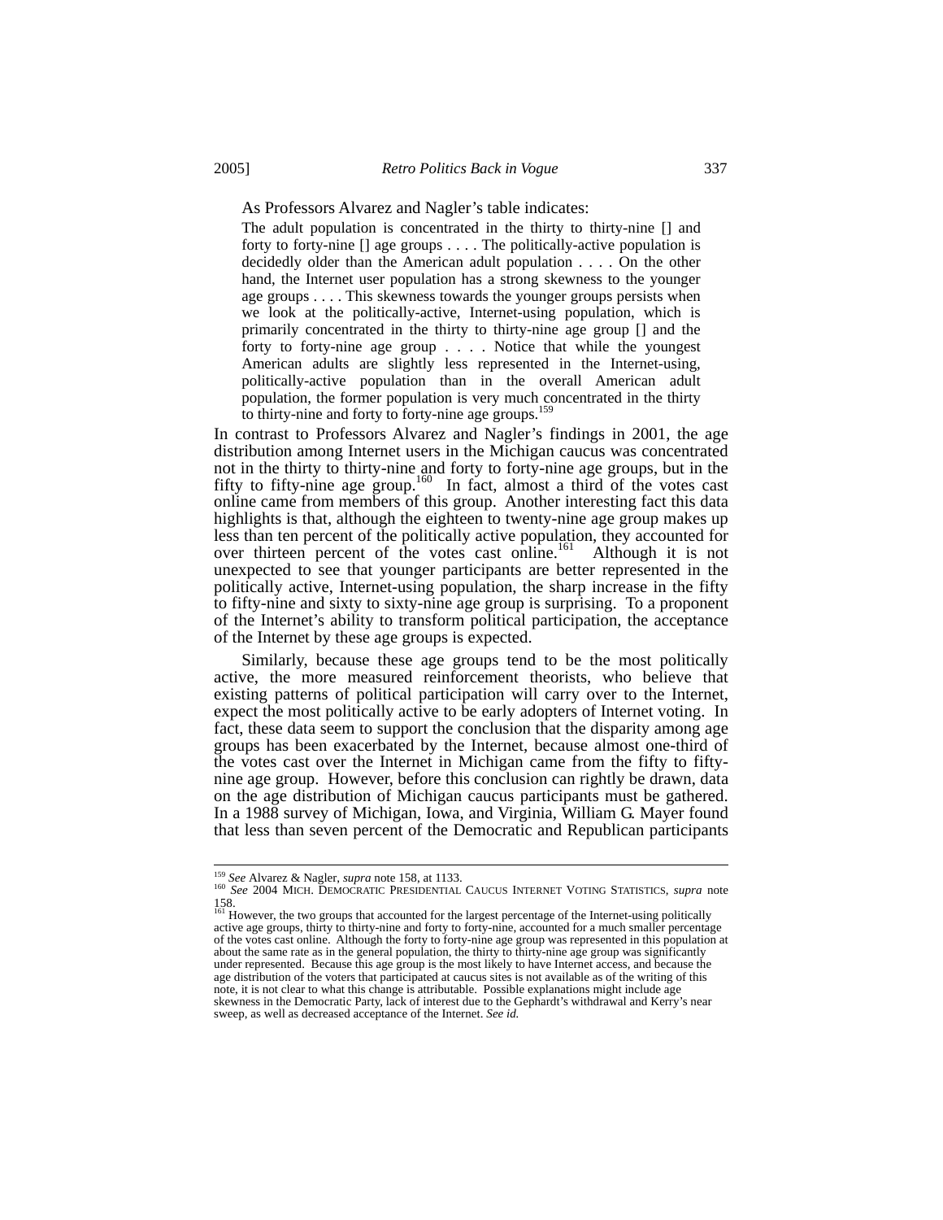As Professors Alvarez and Nagler's table indicates:

> The adult population is concentrated in the thirty to thirty-nine [] and forty to forty-nine [] age groups . . . . The politically-active population is decidedly older than the American adult population . . . . On the other hand, the Internet user population has a strong skewness to the younger age groups . . . . This skewness towards the younger groups persists when we look at the politically-active, Internet-using population, which is primarily concentrated in the thirty to thirty-nine age group [] and the forty to forty-nine age group . . . . Notice that while the youngest American adults are slightly less represented in the Internet-using, politically-active population than in the overall American adult population, the former population is very much concentrated in the thirty to thirty-nine and forty to forty-nine age groups.[159]

In contrast to Professors Alvarez and Nagler's findings in 2001, the age distribution among Internet users in the Michigan caucus was concentrated not in the thirty to thirty-nine and forty to forty-nine age groups, but in the fifty to fifty-nine age group.[160] In fact, almost a third of the votes cast online came from members of this group. Another interesting fact this data highlights is that, although the eighteen to twenty-nine age group makes up less than ten percent of the politically active population, they accounted for over thirteen percent of the votes cast online.[161] Although it is not unexpected to see that younger participants are better represented in the politically active, Internet-using population, the sharp increase in the fifty to fifty-nine and sixty to sixty-nine age group is surprising. To a proponent of the Internet's ability to transform political participation, the acceptance of the Internet by these age groups is expected.

Similarly, because these age groups tend to be the most politically active, the more measured reinforcement theorists, who believe that existing patterns of political participation will carry over to the Internet, expect the most politically active to be early adopters of Internet voting. In fact, these data seem to support the conclusion that the disparity among age groups has been exacerbated by the Internet, because almost one-third of the votes cast over the Internet in Michigan came from the fifty to fifty-nine age group. However, before this conclusion can rightly be drawn, data on the age distribution of Michigan caucus participants must be gathered. In a 1988 survey of Michigan, Iowa, and Virginia, William G. Mayer found that less than seven percent of the Democratic and Republican participants

---

[159] *See* Alvarez & Nagler, *supra* note 158, at 1133.

[160] *See* 2004 MICH. DEMOCRATIC PRESIDENTIAL CAUCUS INTERNET VOTING STATISTICS, *supra* note 158.

[161] However, the two groups that accounted for the largest percentage of the Internet-using politically active age groups, thirty to thirty-nine and forty to forty-nine, accounted for a much smaller percentage of the votes cast online. Although the forty to forty-nine age group was represented in this population at about the same rate as in the general population, the thirty to thirty-nine age group was significantly under represented. Because this age group is the most likely to have Internet access, and because the age distribution of the voters that participated at caucus sites is not available as of the writing of this note, it is not clear to what this change is attributable. Possible explanations might include age skewness in the Democratic Party, lack of interest due to the Gephardt's withdrawal and Kerry's near sweep, as well as decreased acceptance of the Internet. *See id.*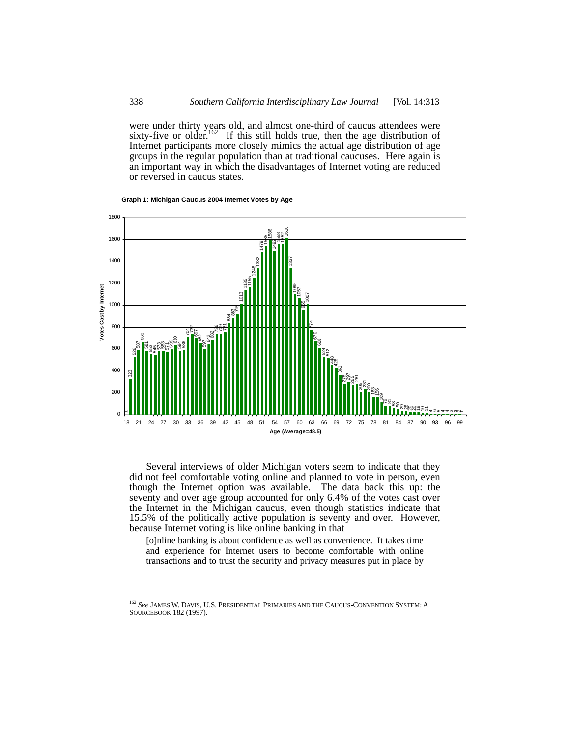were under thirty years old, and almost one-third of caucus attendees were sixty-five or older.[162] If this still holds true, then the age distribution of Internet participants more closely mimics the actual age distribution of age groups in the regular population than at traditional caucuses. Here again is an important way in which the disadvantages of Internet voting are reduced or reversed in caucus states.

**Graph 1: Michigan Caucus 2004 Internet Votes by Age**

Several interviews of older Michigan voters seem to indicate that they did not feel comfortable voting online and planned to vote in person, even though the Internet option was available. The data back this up: the seventy and over age group accounted for only 6.4% of the votes cast over the Internet in the Michigan caucus, even though statistics indicate that 15.5% of the politically active population is seventy and over. However, because Internet voting is like online banking in that

> [o]nline banking is about confidence as well as convenience. It takes time and experience for Internet users to become comfortable with online transactions and to trust the security and privacy measures put in place by

---

[162] *See* JAMES W. DAVIS, U.S. PRESIDENTIAL PRIMARIES AND THE CAUCUS-CONVENTION SYSTEM: A SOURCEBOOK 182 (1997).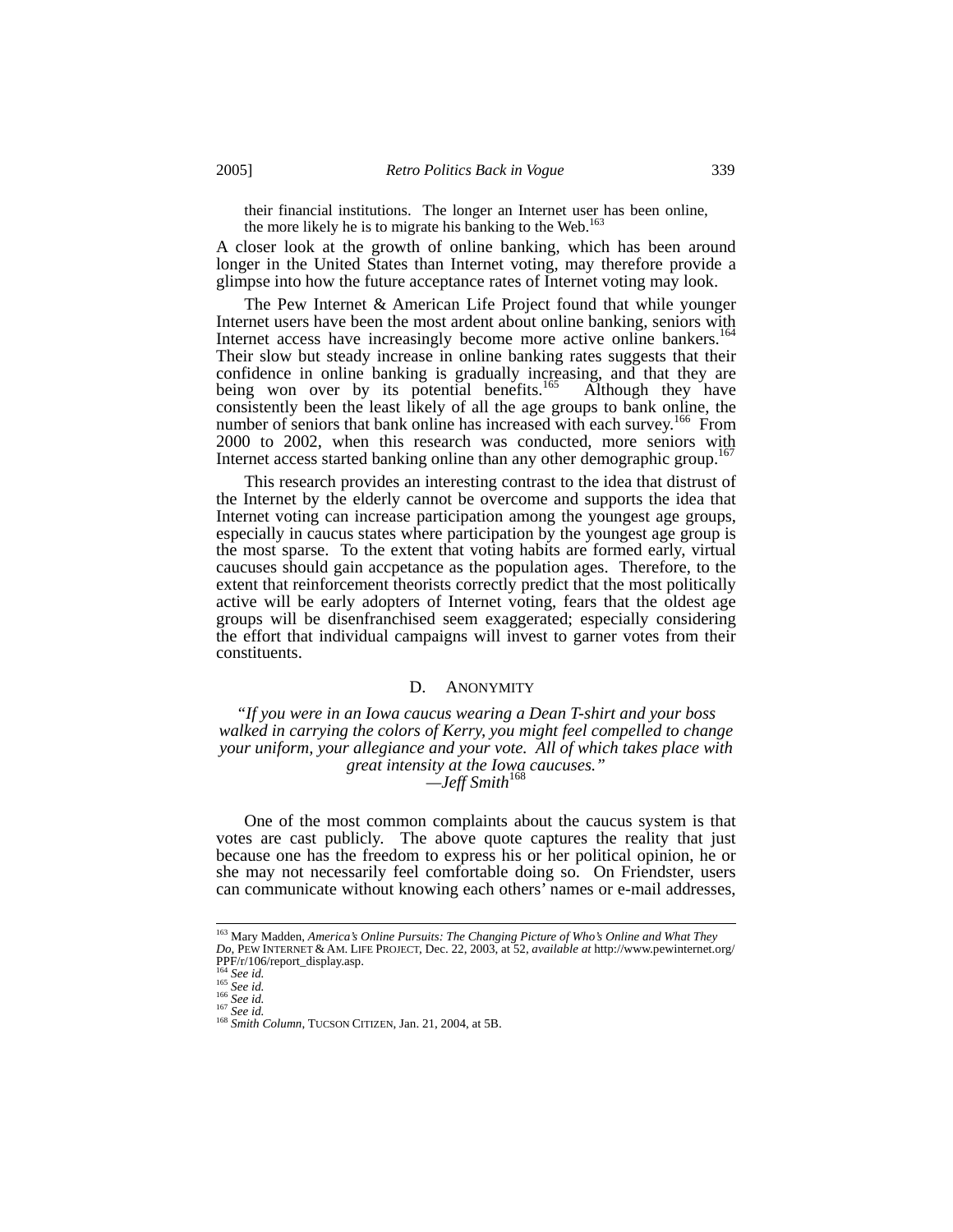their financial institutions. The longer an Internet user has been online, the more likely he is to migrate his banking to the Web.[163]

A closer look at the growth of online banking, which has been around longer in the United States than Internet voting, may therefore provide a glimpse into how the future acceptance rates of Internet voting may look.

The Pew Internet & American Life Project found that while younger Internet users have been the most ardent about online banking, seniors with Internet access have increasingly become more active online bankers.[164] Their slow but steady increase in online banking rates suggests that their confidence in online banking is gradually increasing, and that they are being won over by its potential benefits.[165] Although they have consistently been the least likely of all the age groups to bank online, the number of seniors that bank online has increased with each survey.[166] From 2000 to 2002, when this research was conducted, more seniors with Internet access started banking online than any other demographic group.[167]

This research provides an interesting contrast to the idea that distrust of the Internet by the elderly cannot be overcome and supports the idea that Internet voting can increase participation among the youngest age groups, especially in caucus states where participation by the youngest age group is the most sparse. To the extent that voting habits are formed early, virtual caucuses should gain accpetance as the population ages. Therefore, to the extent that reinforcement theorists correctly predict that the most politically active will be early adopters of Internet voting, fears that the oldest age groups will be disenfranchised seem exaggerated; especially considering the effort that individual campaigns will invest to garner votes from their constituents.

### D. Anonymity

*"If you were in an Iowa caucus wearing a Dean T-shirt and your boss walked in carrying the colors of Kerry, you might feel compelled to change your uniform, your allegiance and your vote. All of which takes place with great intensity at the Iowa caucuses."*
*—Jeff Smith*[168]

One of the most common complaints about the caucus system is that votes are cast publicly. The above quote captures the reality that just because one has the freedom to express his or her political opinion, he or she may not necessarily feel comfortable doing so. On Friendster, users can communicate without knowing each others' names or e-mail addresses,

---

[163] Mary Madden, *America's Online Pursuits: The Changing Picture of Who's Online and What They Do*, PEW INTERNET & AM. LIFE PROJECT, Dec. 22, 2003, at 52, *available at* http://www.pewinternet.org/PPF/r/106/report_display.asp.
[164] *See id.*
[165] *See id.*
[166] *See id.*
[167] *See id.*
[168] *Smith Column*, TUCSON CITIZEN, Jan. 21, 2004, at 5B.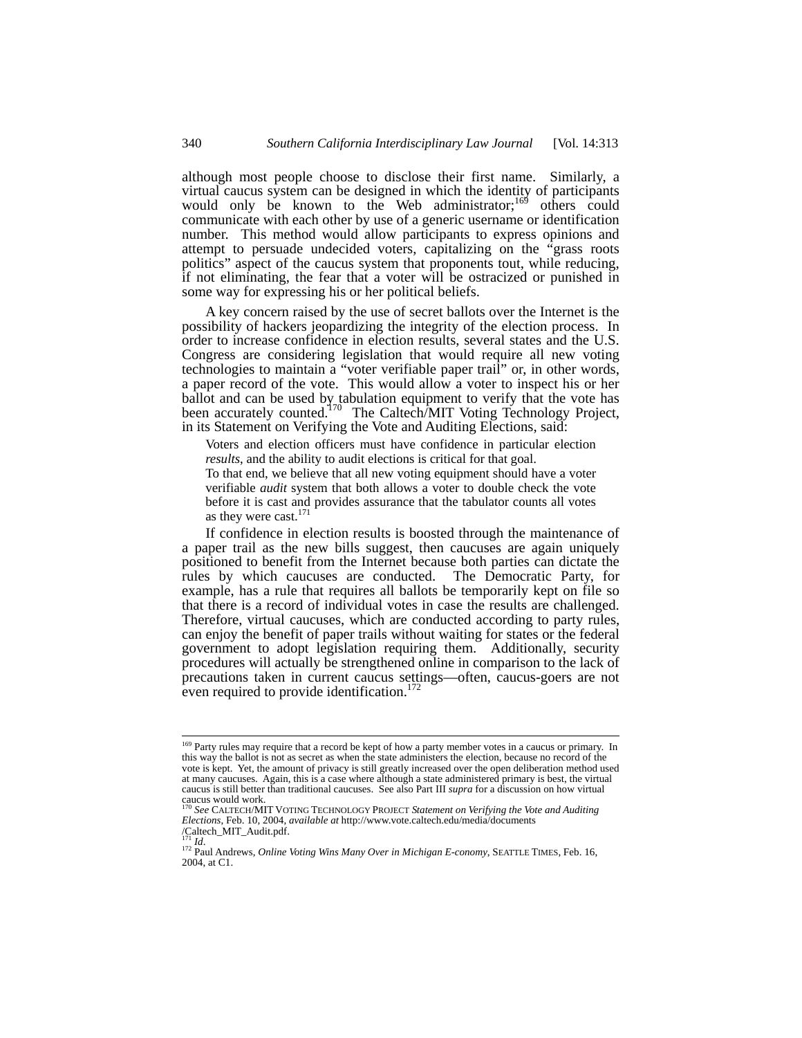although most people choose to disclose their first name. Similarly, a virtual caucus system can be designed in which the identity of participants would only be known to the Web administrator;[169] others could communicate with each other by use of a generic username or identification number. This method would allow participants to express opinions and attempt to persuade undecided voters, capitalizing on the "grass roots politics" aspect of the caucus system that proponents tout, while reducing, if not eliminating, the fear that a voter will be ostracized or punished in some way for expressing his or her political beliefs.

A key concern raised by the use of secret ballots over the Internet is the possibility of hackers jeopardizing the integrity of the election process. In order to increase confidence in election results, several states and the U.S. Congress are considering legislation that would require all new voting technologies to maintain a "voter verifiable paper trail" or, in other words, a paper record of the vote. This would allow a voter to inspect his or her ballot and can be used by tabulation equipment to verify that the vote has been accurately counted.[170] The Caltech/MIT Voting Technology Project, in its Statement on Verifying the Vote and Auditing Elections, said:

> Voters and election officers must have confidence in particular election *results*, and the ability to audit elections is critical for that goal.
>
> To that end, we believe that all new voting equipment should have a voter verifiable *audit* system that both allows a voter to double check the vote before it is cast and provides assurance that the tabulator counts all votes as they were cast.[171]

If confidence in election results is boosted through the maintenance of a paper trail as the new bills suggest, then caucuses are again uniquely positioned to benefit from the Internet because both parties can dictate the rules by which caucuses are conducted. The Democratic Party, for example, has a rule that requires all ballots be temporarily kept on file so that there is a record of individual votes in case the results are challenged. Therefore, virtual caucuses, which are conducted according to party rules, can enjoy the benefit of paper trails without waiting for states or the federal government to adopt legislation requiring them. Additionally, security procedures will actually be strengthened online in comparison to the lack of precautions taken in current caucus settings—often, caucus-goers are not even required to provide identification.[172]

---

[169] Party rules may require that a record be kept of how a party member votes in a caucus or primary. In this way the ballot is not as secret as when the state administers the election, because no record of the vote is kept. Yet, the amount of privacy is still greatly increased over the open deliberation method used at many caucuses. Again, this is a case where although a state administered primary is best, the virtual caucus is still better than traditional caucuses. See also Part III *supra* for a discussion on how virtual caucus would work.

[170] *See* CALTECH/MIT VOTING TECHNOLOGY PROJECT *Statement on Verifying the Vote and Auditing Elections*, Feb. 10, 2004, *available at* http://www.vote.caltech.edu/media/documents/Caltech_MIT_Audit.pdf.

[171] *Id*.

[172] Paul Andrews, *Online Voting Wins Many Over in Michigan E-conomy*, SEATTLE TIMES, Feb. 16, 2004, at C1.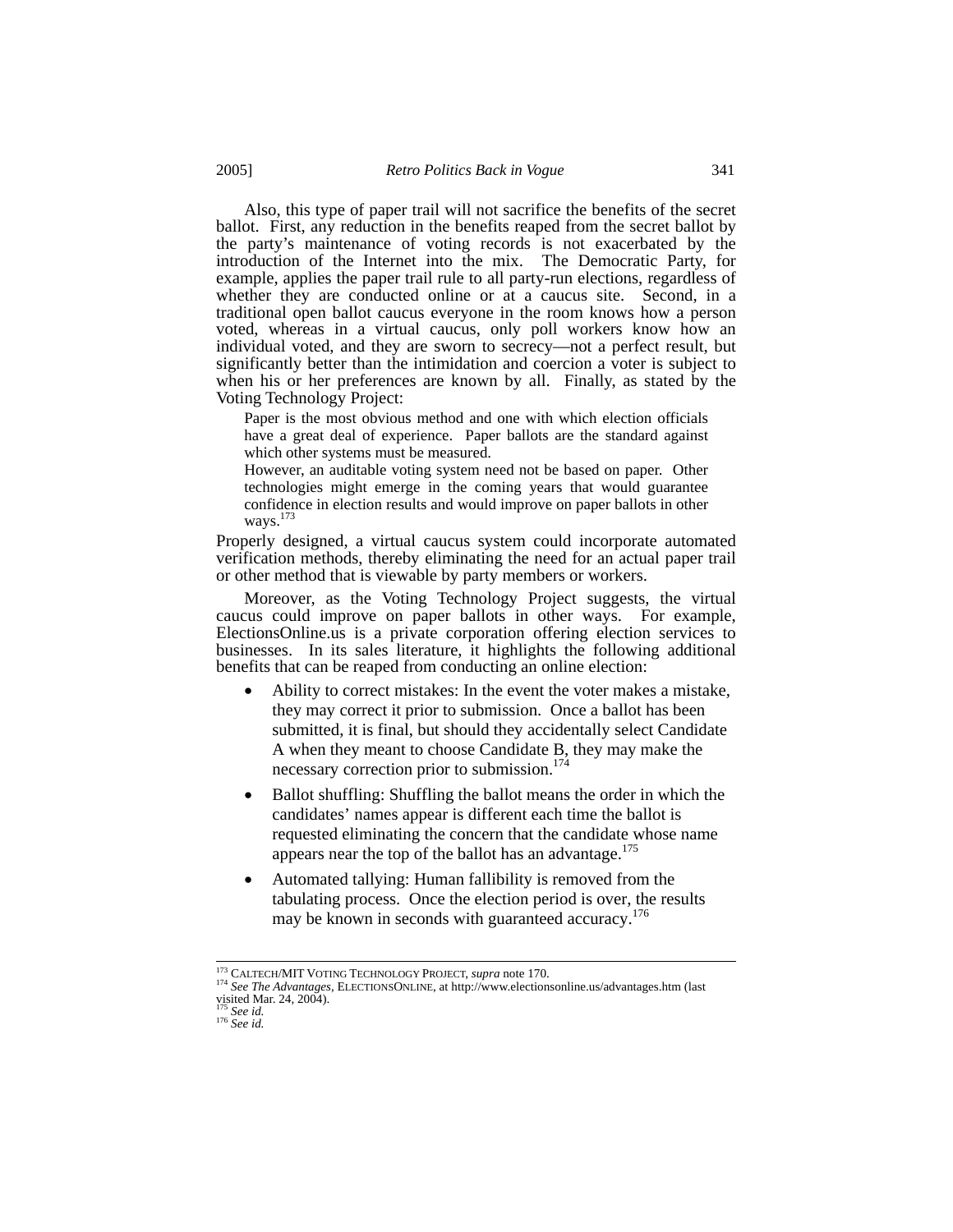Also, this type of paper trail will not sacrifice the benefits of the secret ballot. First, any reduction in the benefits reaped from the secret ballot by the party's maintenance of voting records is not exacerbated by the introduction of the Internet into the mix. The Democratic Party, for example, applies the paper trail rule to all party-run elections, regardless of whether they are conducted online or at a caucus site. Second, in a traditional open ballot caucus everyone in the room knows how a person voted, whereas in a virtual caucus, only poll workers know how an individual voted, and they are sworn to secrecy—not a perfect result, but significantly better than the intimidation and coercion a voter is subject to when his or her preferences are known by all. Finally, as stated by the Voting Technology Project:

> Paper is the most obvious method and one with which election officials have a great deal of experience. Paper ballots are the standard against which other systems must be measured.
>
> However, an auditable voting system need not be based on paper. Other technologies might emerge in the coming years that would guarantee confidence in election results and would improve on paper ballots in other ways.[173]

Properly designed, a virtual caucus system could incorporate automated verification methods, thereby eliminating the need for an actual paper trail or other method that is viewable by party members or workers.

Moreover, as the Voting Technology Project suggests, the virtual caucus could improve on paper ballots in other ways. For example, ElectionsOnline.us is a private corporation offering election services to businesses. In its sales literature, it highlights the following additional benefits that can be reaped from conducting an online election:

- Ability to correct mistakes: In the event the voter makes a mistake, they may correct it prior to submission. Once a ballot has been submitted, it is final, but should they accidentally select Candidate A when they meant to choose Candidate B, they may make the necessary correction prior to submission.[174]
- Ballot shuffling: Shuffling the ballot means the order in which the candidates' names appear is different each time the ballot is requested eliminating the concern that the candidate whose name appears near the top of the ballot has an advantage.[175]
- Automated tallying: Human fallibility is removed from the tabulating process. Once the election period is over, the results may be known in seconds with guaranteed accuracy.[176]

---

[173] CALTECH/MIT VOTING TECHNOLOGY PROJECT, *supra* note 170.

[174] *See The Advantages*, ELECTIONSONLINE, at http://www.electionsonline.us/advantages.htm (last visited Mar. 24, 2004).

[175] *See id.*

[176] *See id.*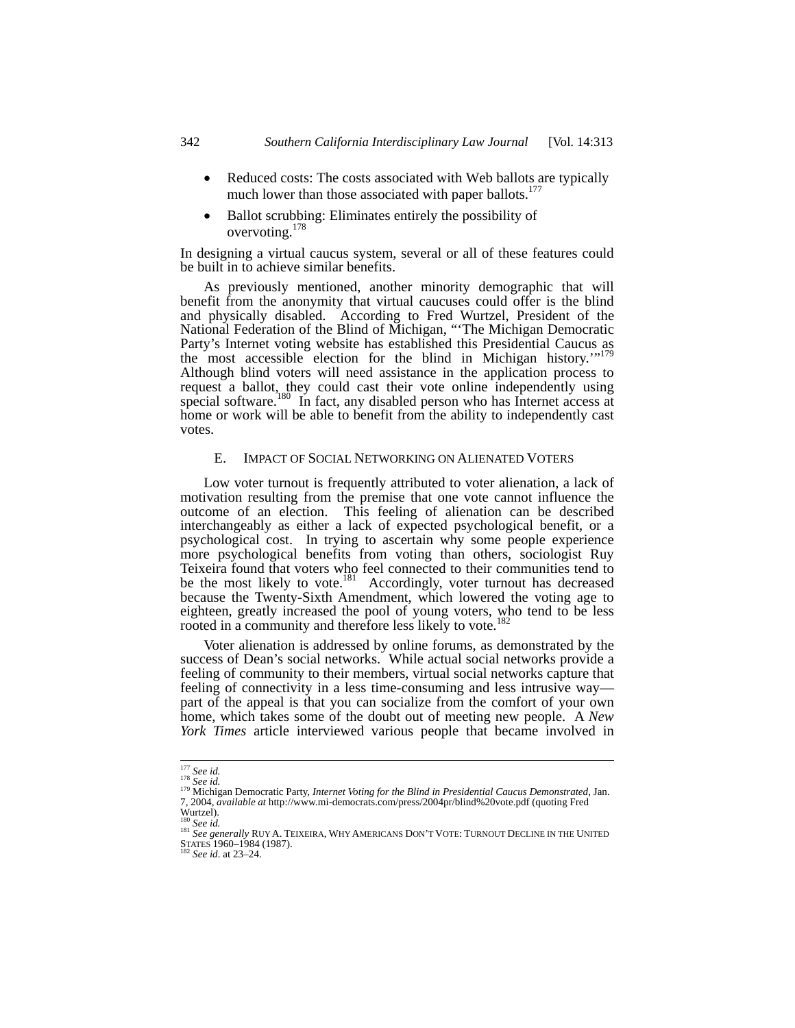- Reduced costs: The costs associated with Web ballots are typically much lower than those associated with paper ballots.[177]
- Ballot scrubbing: Eliminates entirely the possibility of overvoting.[178]

In designing a virtual caucus system, several or all of these features could be built in to achieve similar benefits.

As previously mentioned, another minority demographic that will benefit from the anonymity that virtual caucuses could offer is the blind and physically disabled. According to Fred Wurtzel, President of the National Federation of the Blind of Michigan, "'The Michigan Democratic Party's Internet voting website has established this Presidential Caucus as the most accessible election for the blind in Michigan history.'"[179] Although blind voters will need assistance in the application process to request a ballot, they could cast their vote online independently using special software.[180] In fact, any disabled person who has Internet access at home or work will be able to benefit from the ability to independently cast votes.

### E. IMPACT OF SOCIAL NETWORKING ON ALIENATED VOTERS

Low voter turnout is frequently attributed to voter alienation, a lack of motivation resulting from the premise that one vote cannot influence the outcome of an election. This feeling of alienation can be described interchangeably as either a lack of expected psychological benefit, or a psychological cost. In trying to ascertain why some people experience more psychological benefits from voting than others, sociologist Ruy Teixeira found that voters who feel connected to their communities tend to be the most likely to vote.[181] Accordingly, voter turnout has decreased because the Twenty-Sixth Amendment, which lowered the voting age to eighteen, greatly increased the pool of young voters, who tend to be less rooted in a community and therefore less likely to vote.[182]

Voter alienation is addressed by online forums, as demonstrated by the success of Dean's social networks. While actual social networks provide a feeling of community to their members, virtual social networks capture that feeling of connectivity in a less time-consuming and less intrusive way—part of the appeal is that you can socialize from the comfort of your own home, which takes some of the doubt out of meeting new people. A *New York Times* article interviewed various people that became involved in

---

[177] *See id.*

[178] *See id.*

[179] Michigan Democratic Party, *Internet Voting for the Blind in Presidential Caucus Demonstrated*, Jan. 7, 2004, *available at* http://www.mi-democrats.com/press/2004pr/blind%20vote.pdf (quoting Fred Wurtzel).

[180] *See id.*

[181] *See generally* RUY A. TEIXEIRA, WHY AMERICANS DON'T VOTE: TURNOUT DECLINE IN THE UNITED STATES 1960–1984 (1987).

[182] *See id*. at 23–24.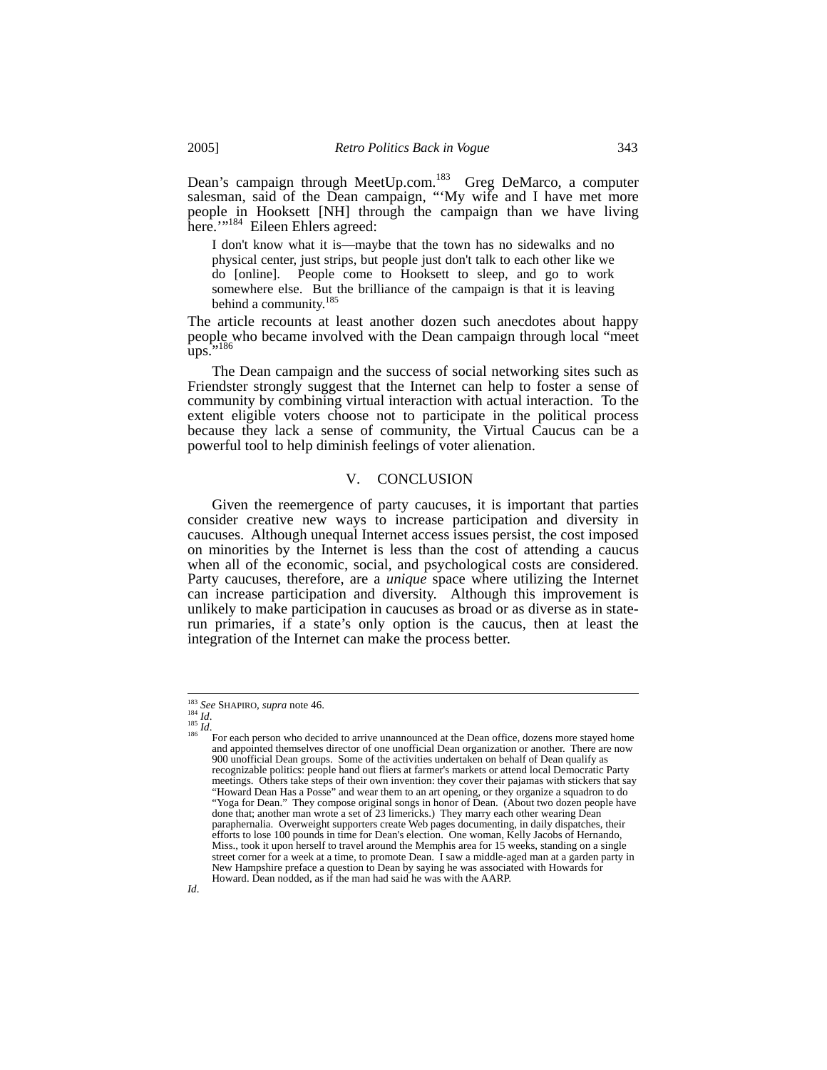Dean's campaign through MeetUp.com.[183] Greg DeMarco, a computer salesman, said of the Dean campaign, "'My wife and I have met more people in Hooksett [NH] through the campaign than we have living here.'"[184] Eileen Ehlers agreed:

> I don't know what it is—maybe that the town has no sidewalks and no physical center, just strips, but people just don't talk to each other like we do [online]. People come to Hooksett to sleep, and go to work somewhere else. But the brilliance of the campaign is that it is leaving behind a community.[185]

The article recounts at least another dozen such anecdotes about happy people who became involved with the Dean campaign through local "meet ups."[186]

The Dean campaign and the success of social networking sites such as Friendster strongly suggest that the Internet can help to foster a sense of community by combining virtual interaction with actual interaction. To the extent eligible voters choose not to participate in the political process because they lack a sense of community, the Virtual Caucus can be a powerful tool to help diminish feelings of voter alienation.

## V. CONCLUSION

Given the reemergence of party caucuses, it is important that parties consider creative new ways to increase participation and diversity in caucuses. Although unequal Internet access issues persist, the cost imposed on minorities by the Internet is less than the cost of attending a caucus when all of the economic, social, and psychological costs are considered. Party caucuses, therefore, are a *unique* space where utilizing the Internet can increase participation and diversity. Although this improvement is unlikely to make participation in caucuses as broad or as diverse as in state-run primaries, if a state's only option is the caucus, then at least the integration of the Internet can make the process better.

---

[183] *See* SHAPIRO, *supra* note 46.

[184] *Id*.

[185] *Id*.

[186]

> For each person who decided to arrive unannounced at the Dean office, dozens more stayed home and appointed themselves director of one unofficial Dean organization or another. There are now 900 unofficial Dean groups. Some of the activities undertaken on behalf of Dean qualify as recognizable politics: people hand out fliers at farmer's markets or attend local Democratic Party meetings. Others take steps of their own invention: they cover their pajamas with stickers that say "Howard Dean Has a Posse" and wear them to an art opening, or they organize a squadron to do "Yoga for Dean." They compose original songs in honor of Dean. (About two dozen people have done that; another man wrote a set of 23 limericks.) They marry each other wearing Dean paraphernalia. Overweight supporters create Web pages documenting, in daily dispatches, their efforts to lose 100 pounds in time for Dean's election. One woman, Kelly Jacobs of Hernando, Miss., took it upon herself to travel around the Memphis area for 15 weeks, standing on a single street corner for a week at a time, to promote Dean. I saw a middle-aged man at a garden party in New Hampshire preface a question to Dean by saying he was associated with Howards for Howard. Dean nodded, as if the man had said he was with the AARP.

*Id*.